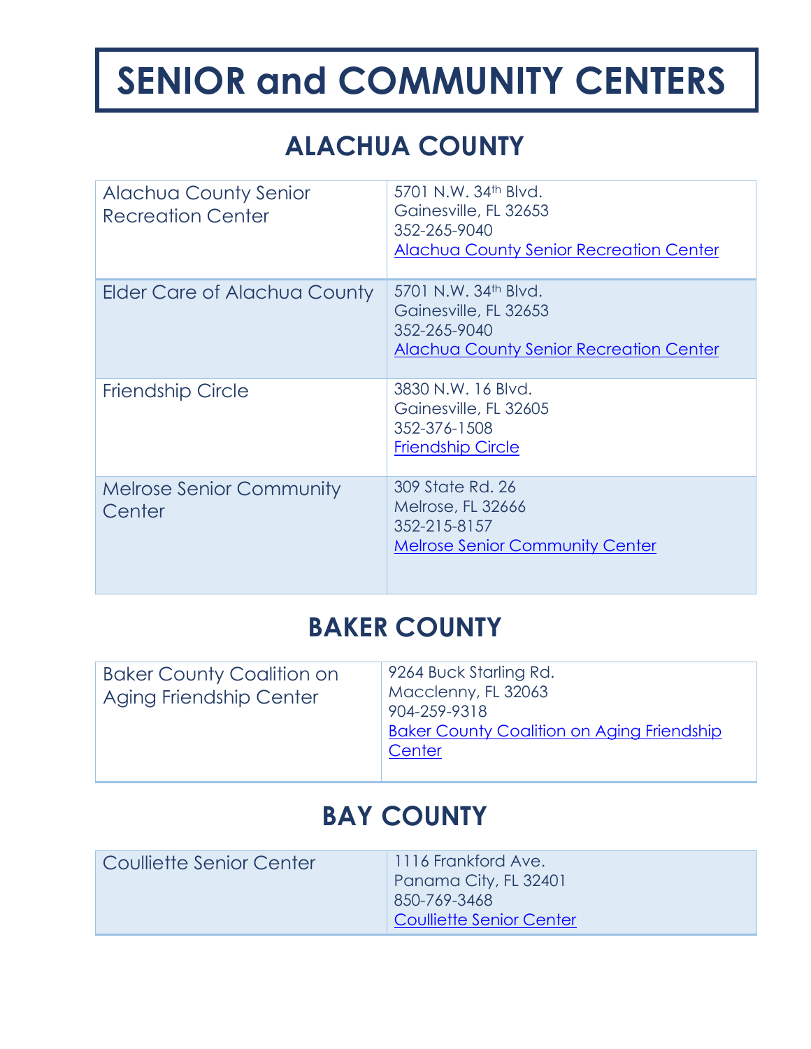# SENIOR and COMMUNITY CENTERS

## ALACHUA COUNTY

| | |
|---|---|
| Alachua County Senior Recreation Center | 5701 N.W. 34th Blvd.<br>Gainesville, FL 32653<br>352-265-9040<br>Alachua County Senior Recreation Center |
| Elder Care of Alachua County | 5701 N.W. 34th Blvd.<br>Gainesville, FL 32653<br>352-265-9040<br>Alachua County Senior Recreation Center |
| Friendship Circle | 3830 N.W. 16 Blvd.<br>Gainesville, FL 32605<br>352-376-1508<br>Friendship Circle |
| Melrose Senior Community Center | 309 State Rd. 26<br>Melrose, FL 32666<br>352-215-8157<br>Melrose Senior Community Center |

## BAKER COUNTY

| | |
|---|---|
| Baker County Coalition on Aging Friendship Center | 9264 Buck Starling Rd.<br>Macclenny, FL 32063<br>904-259-9318<br>Baker County Coalition on Aging Friendship Center |

## BAY COUNTY

| | |
|---|---|
| Coulliette Senior Center | 1116 Frankford Ave.<br>Panama City, FL 32401<br>850-769-3468<br>Coulliette Senior Center |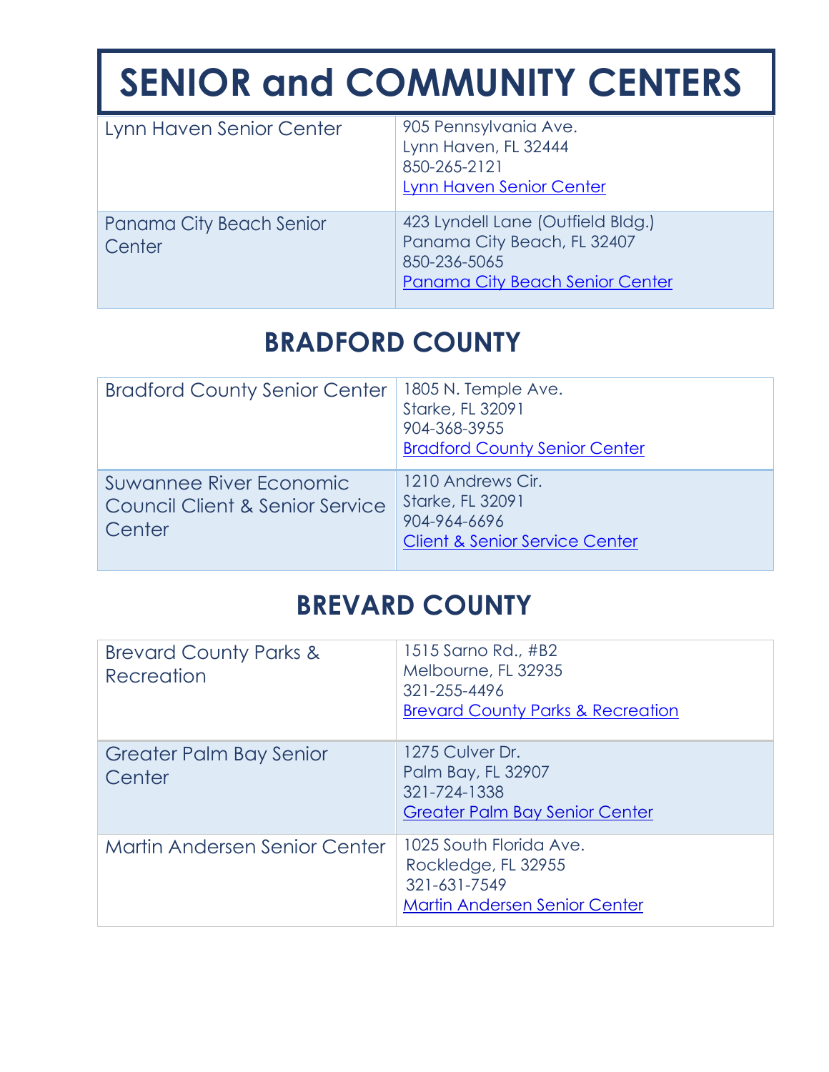# SENIOR and COMMUNITY CENTERS

| | |
|---|---|
| Lynn Haven Senior Center | 905 Pennsylvania Ave.<br>Lynn Haven, FL 32444<br>850-265-2121<br>Lynn Haven Senior Center |
| Panama City Beach Senior Center | 423 Lyndell Lane (Outfield Bldg.)<br>Panama City Beach, FL 32407<br>850-236-5065<br>Panama City Beach Senior Center |

## BRADFORD COUNTY

| | |
|---|---|
| Bradford County Senior Center | 1805 N. Temple Ave.<br>Starke, FL 32091<br>904-368-3955<br>Bradford County Senior Center |
| Suwannee River Economic Council Client & Senior Service Center | 1210 Andrews Cir.<br>Starke, FL 32091<br>904-964-6696<br>Client & Senior Service Center |

## BREVARD COUNTY

| | |
|---|---|
| Brevard County Parks & Recreation | 1515 Sarno Rd., #B2<br>Melbourne, FL 32935<br>321-255-4496<br>Brevard County Parks & Recreation |
| Greater Palm Bay Senior Center | 1275 Culver Dr.<br>Palm Bay, FL 32907<br>321-724-1338<br>Greater Palm Bay Senior Center |
| Martin Andersen Senior Center | 1025 South Florida Ave.<br>Rockledge, FL 32955<br>321-631-7549<br>Martin Andersen Senior Center |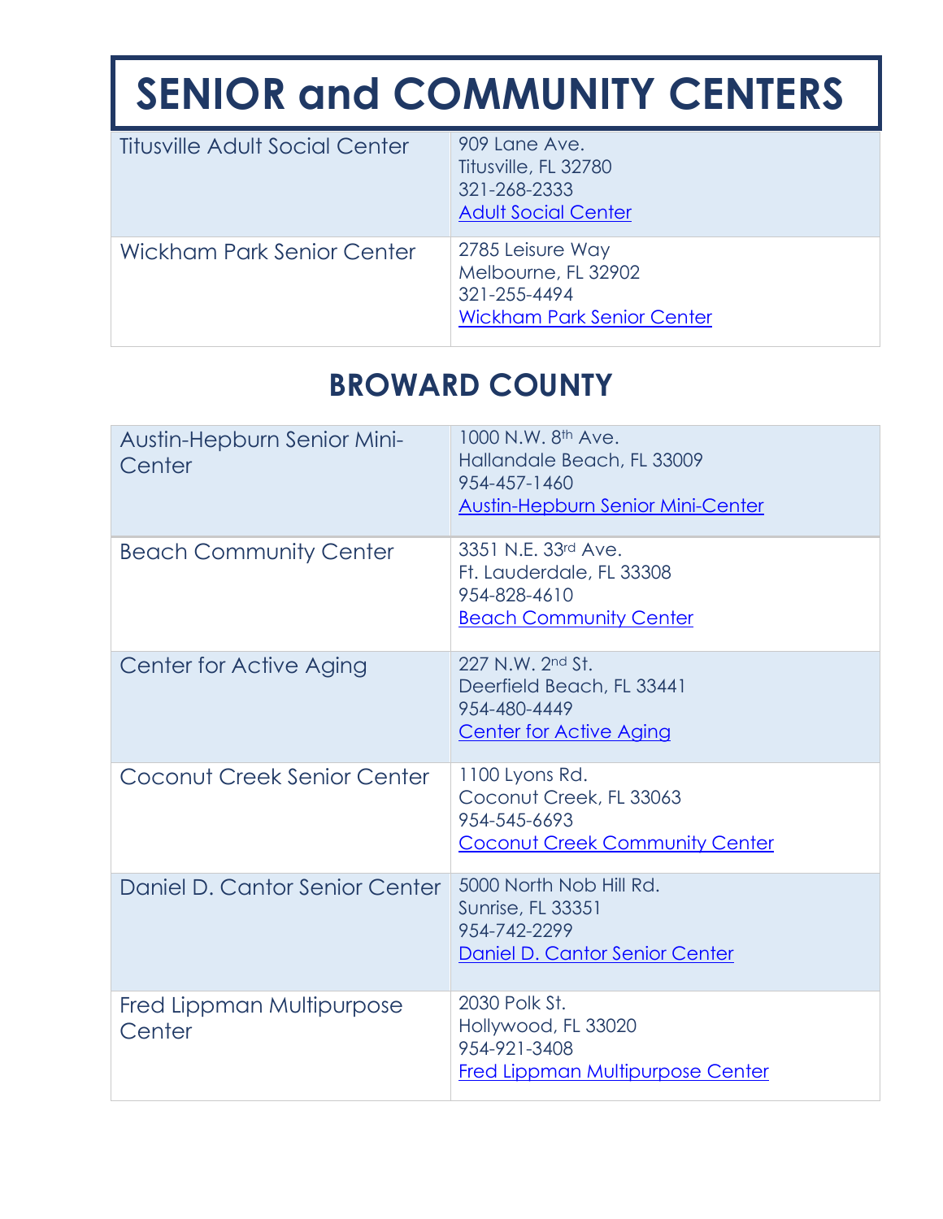# SENIOR and COMMUNITY CENTERS

| | |
|---|---|
| Titusville Adult Social Center | 909 Lane Ave.<br>Titusville, FL 32780<br>321-268-2333<br>Adult Social Center |
| Wickham Park Senior Center | 2785 Leisure Way<br>Melbourne, FL 32902<br>321-255-4494<br>Wickham Park Senior Center |

## BROWARD COUNTY

| | |
|---|---|
| Austin-Hepburn Senior Mini-Center | 1000 N.W. 8th Ave.<br>Hallandale Beach, FL 33009<br>954-457-1460<br>Austin-Hepburn Senior Mini-Center |
| Beach Community Center | 3351 N.E. 33rd Ave.<br>Ft. Lauderdale, FL 33308<br>954-828-4610<br>Beach Community Center |
| Center for Active Aging | 227 N.W. 2nd St.<br>Deerfield Beach, FL 33441<br>954-480-4449<br>Center for Active Aging |
| Coconut Creek Senior Center | 1100 Lyons Rd.<br>Coconut Creek, FL 33063<br>954-545-6693<br>Coconut Creek Community Center |
| Daniel D. Cantor Senior Center | 5000 North Nob Hill Rd.<br>Sunrise, FL 33351<br>954-742-2299<br>Daniel D. Cantor Senior Center |
| Fred Lippman Multipurpose Center | 2030 Polk St.<br>Hollywood, FL 33020<br>954-921-3408<br>Fred Lippman Multipurpose Center |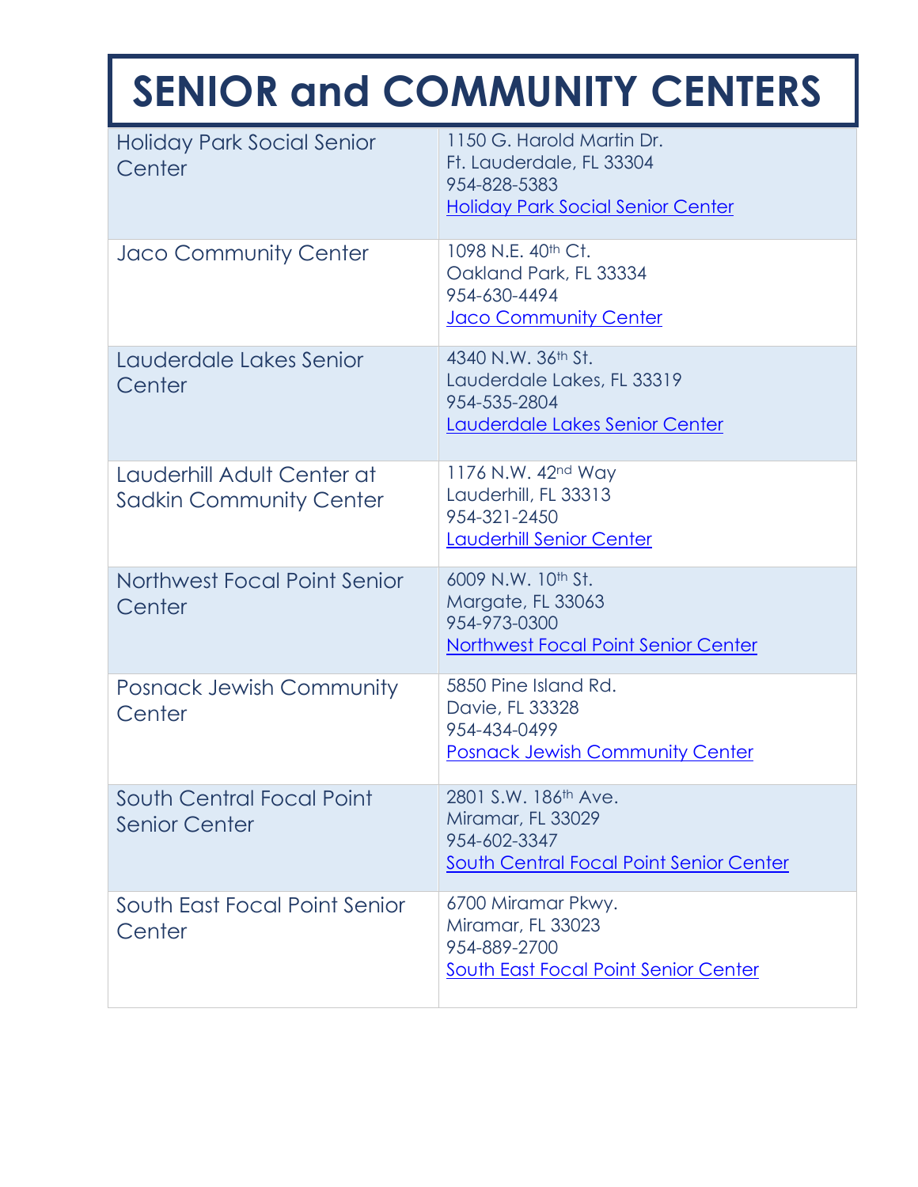# SENIOR and COMMUNITY CENTERS

| | |
|---|---|
| Holiday Park Social Senior Center | 1150 G. Harold Martin Dr.<br>Ft. Lauderdale, FL 33304<br>954-828-5383<br>Holiday Park Social Senior Center |
| Jaco Community Center | 1098 N.E. 40th Ct.<br>Oakland Park, FL 33334<br>954-630-4494<br>Jaco Community Center |
| Lauderdale Lakes Senior Center | 4340 N.W. 36th St.<br>Lauderdale Lakes, FL 33319<br>954-535-2804<br>Lauderdale Lakes Senior Center |
| Lauderhill Adult Center at Sadkin Community Center | 1176 N.W. 42nd Way<br>Lauderhill, FL 33313<br>954-321-2450<br>Lauderhill Senior Center |
| Northwest Focal Point Senior Center | 6009 N.W. 10th St.<br>Margate, FL 33063<br>954-973-0300<br>Northwest Focal Point Senior Center |
| Posnack Jewish Community Center | 5850 Pine Island Rd.<br>Davie, FL 33328<br>954-434-0499<br>Posnack Jewish Community Center |
| South Central Focal Point Senior Center | 2801 S.W. 186th Ave.<br>Miramar, FL 33029<br>954-602-3347<br>South Central Focal Point Senior Center |
| South East Focal Point Senior Center | 6700 Miramar Pkwy.<br>Miramar, FL 33023<br>954-889-2700<br>South East Focal Point Senior Center |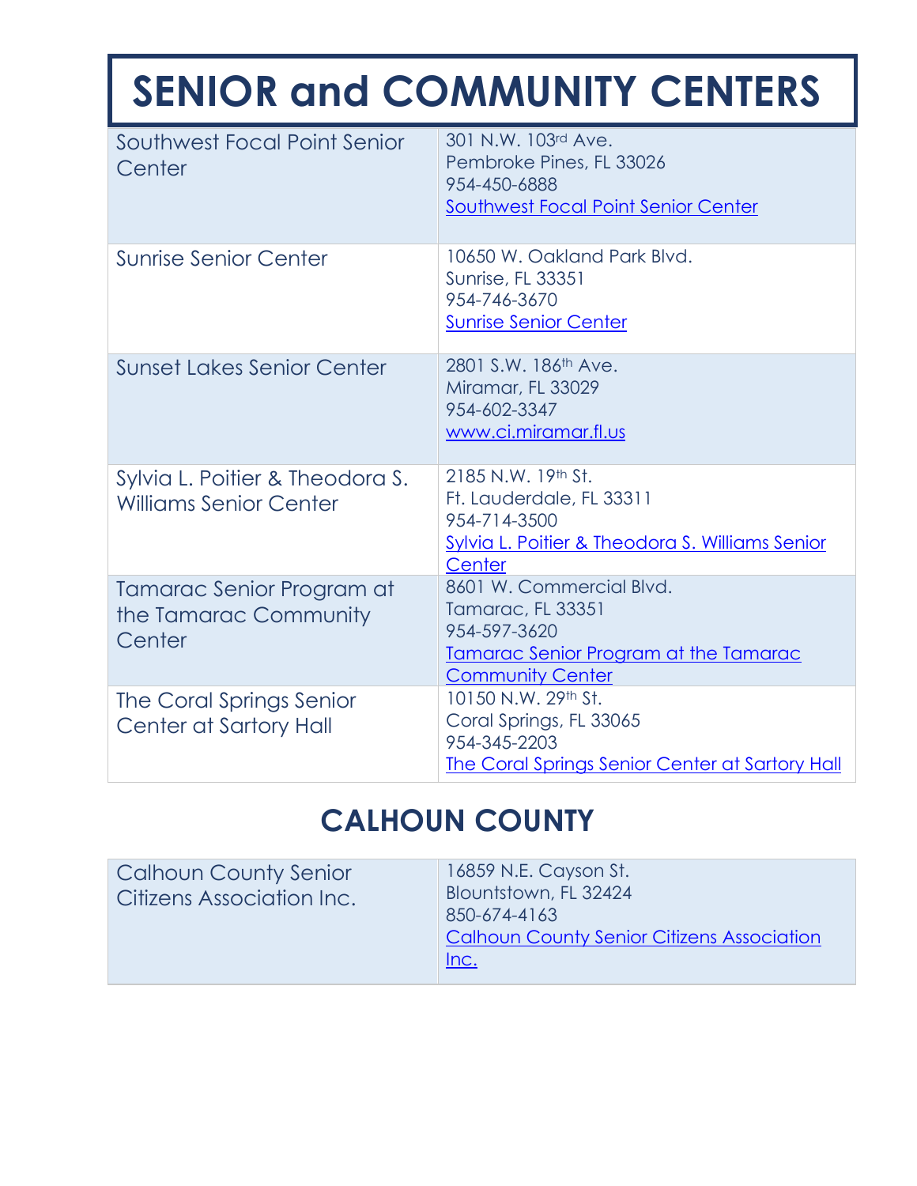# SENIOR and COMMUNITY CENTERS

| | |
|---|---|
| Southwest Focal Point Senior Center | 301 N.W. 103rd Ave.<br>Pembroke Pines, FL 33026<br>954-450-6888<br>Southwest Focal Point Senior Center |
| Sunrise Senior Center | 10650 W. Oakland Park Blvd.<br>Sunrise, FL 33351<br>954-746-3670<br>Sunrise Senior Center |
| Sunset Lakes Senior Center | 2801 S.W. 186th Ave.<br>Miramar, FL 33029<br>954-602-3347<br>www.ci.miramar.fl.us |
| Sylvia L. Poitier & Theodora S. Williams Senior Center | 2185 N.W. 19th St.<br>Ft. Lauderdale, FL 33311<br>954-714-3500<br>Sylvia L. Poitier & Theodora S. Williams Senior Center |
| Tamarac Senior Program at the Tamarac Community Center | 8601 W. Commercial Blvd.<br>Tamarac, FL 33351<br>954-597-3620<br>Tamarac Senior Program at the Tamarac Community Center |
| The Coral Springs Senior Center at Sartory Hall | 10150 N.W. 29th St.<br>Coral Springs, FL 33065<br>954-345-2203<br>The Coral Springs Senior Center at Sartory Hall |

## CALHOUN COUNTY

| | |
|---|---|
| Calhoun County Senior Citizens Association Inc. | 16859 N.E. Cayson St.<br>Blountstown, FL 32424<br>850-674-4163<br>Calhoun County Senior Citizens Association Inc. |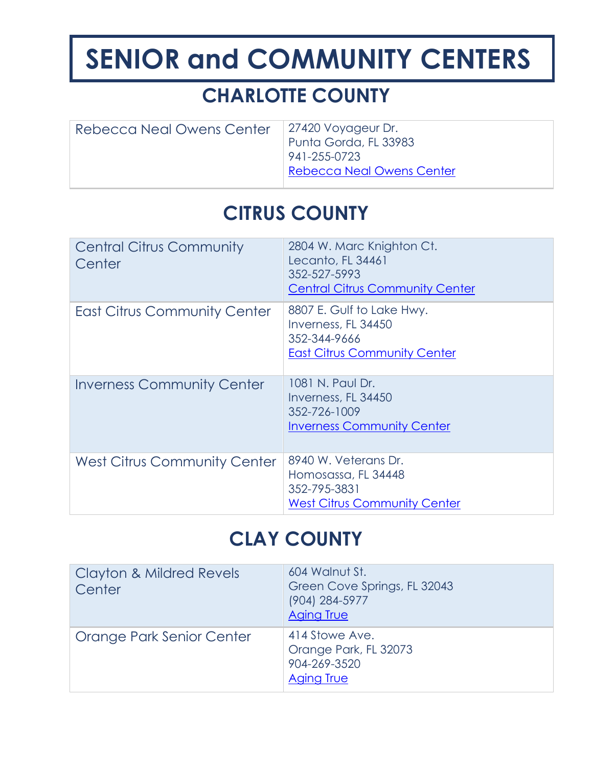# SENIOR and COMMUNITY CENTERS

## CHARLOTTE COUNTY

| | |
|---|---|
| Rebecca Neal Owens Center | 27420 Voyageur Dr.<br>Punta Gorda, FL 33983<br>941-255-0723<br>Rebecca Neal Owens Center |

## CITRUS COUNTY

| | |
|---|---|
| Central Citrus Community Center | 2804 W. Marc Knighton Ct.<br>Lecanto, FL 34461<br>352-527-5993<br>Central Citrus Community Center |
| East Citrus Community Center | 8807 E. Gulf to Lake Hwy.<br>Inverness, FL 34450<br>352-344-9666<br>East Citrus Community Center |
| Inverness Community Center | 1081 N. Paul Dr.<br>Inverness, FL 34450<br>352-726-1009<br>Inverness Community Center |
| West Citrus Community Center | 8940 W. Veterans Dr.<br>Homosassa, FL 34448<br>352-795-3831<br>West Citrus Community Center |

## CLAY COUNTY

| | |
|---|---|
| Clayton & Mildred Revels Center | 604 Walnut St.<br>Green Cove Springs, FL 32043<br>(904) 284-5977<br>Aging True |
| Orange Park Senior Center | 414 Stowe Ave.<br>Orange Park, FL 32073<br>904-269-3520<br>Aging True |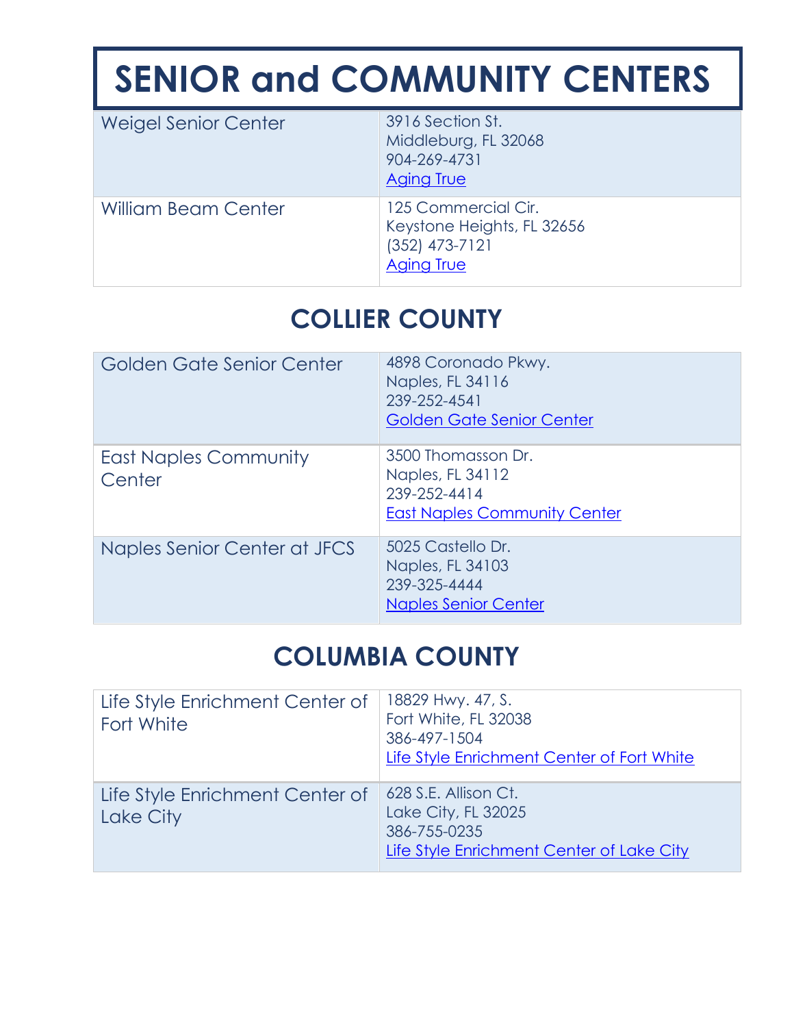# SENIOR and COMMUNITY CENTERS

| | |
|---|---|
| Weigel Senior Center | 3916 Section St.<br>Middleburg, FL 32068<br>904-269-4731<br>Aging True |
| William Beam Center | 125 Commercial Cir.<br>Keystone Heights, FL 32656<br>(352) 473-7121<br>Aging True |

## COLLIER COUNTY

| | |
|---|---|
| Golden Gate Senior Center | 4898 Coronado Pkwy.<br>Naples, FL 34116<br>239-252-4541<br>Golden Gate Senior Center |
| East Naples Community Center | 3500 Thomasson Dr.<br>Naples, FL 34112<br>239-252-4414<br>East Naples Community Center |
| Naples Senior Center at JFCS | 5025 Castello Dr.<br>Naples, FL 34103<br>239-325-4444<br>Naples Senior Center |

## COLUMBIA COUNTY

| | |
|---|---|
| Life Style Enrichment Center of Fort White | 18829 Hwy. 47, S.<br>Fort White, FL 32038<br>386-497-1504<br>Life Style Enrichment Center of Fort White |
| Life Style Enrichment Center of Lake City | 628 S.E. Allison Ct.<br>Lake City, FL 32025<br>386-755-0235<br>Life Style Enrichment Center of Lake City |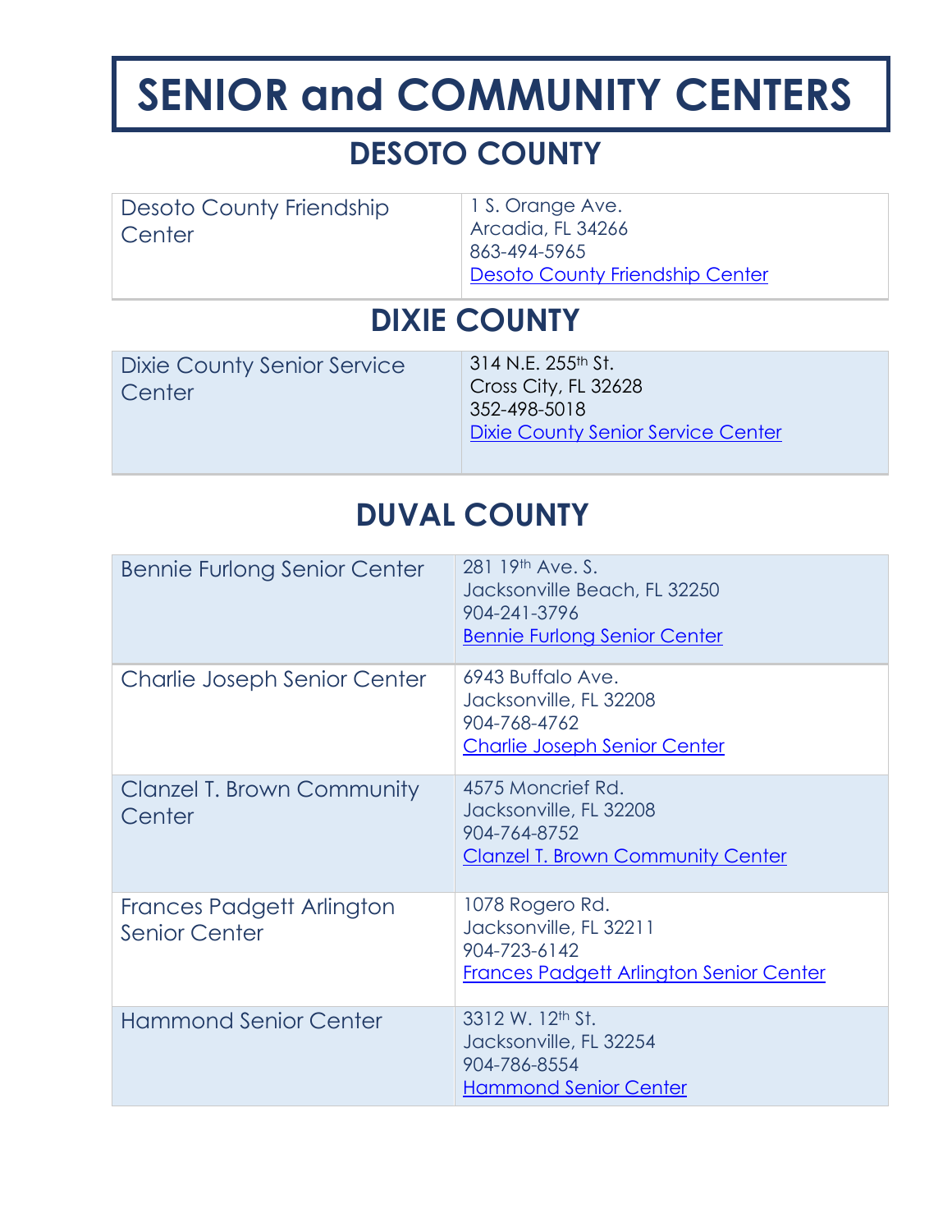# SENIOR and COMMUNITY CENTERS

## DESOTO COUNTY

| | |
|---|---|
| Desoto County Friendship Center | 1 S. Orange Ave.<br>Arcadia, FL 34266<br>863-494-5965<br>Desoto County Friendship Center |

## DIXIE COUNTY

| | |
|---|---|
| Dixie County Senior Service Center | 314 N.E. 255th St.<br>Cross City, FL 32628<br>352-498-5018<br>Dixie County Senior Service Center |

## DUVAL COUNTY

| | |
|---|---|
| Bennie Furlong Senior Center | 281 19th Ave. S.<br>Jacksonville Beach, FL 32250<br>904-241-3796<br>Bennie Furlong Senior Center |
| Charlie Joseph Senior Center | 6943 Buffalo Ave.<br>Jacksonville, FL 32208<br>904-768-4762<br>Charlie Joseph Senior Center |
| Clanzel T. Brown Community Center | 4575 Moncrief Rd.<br>Jacksonville, FL 32208<br>904-764-8752<br>Clanzel T. Brown Community Center |
| Frances Padgett Arlington Senior Center | 1078 Rogero Rd.<br>Jacksonville, FL 32211<br>904-723-6142<br>Frances Padgett Arlington Senior Center |
| Hammond Senior Center | 3312 W. 12th St.<br>Jacksonville, FL 32254<br>904-786-8554<br>Hammond Senior Center |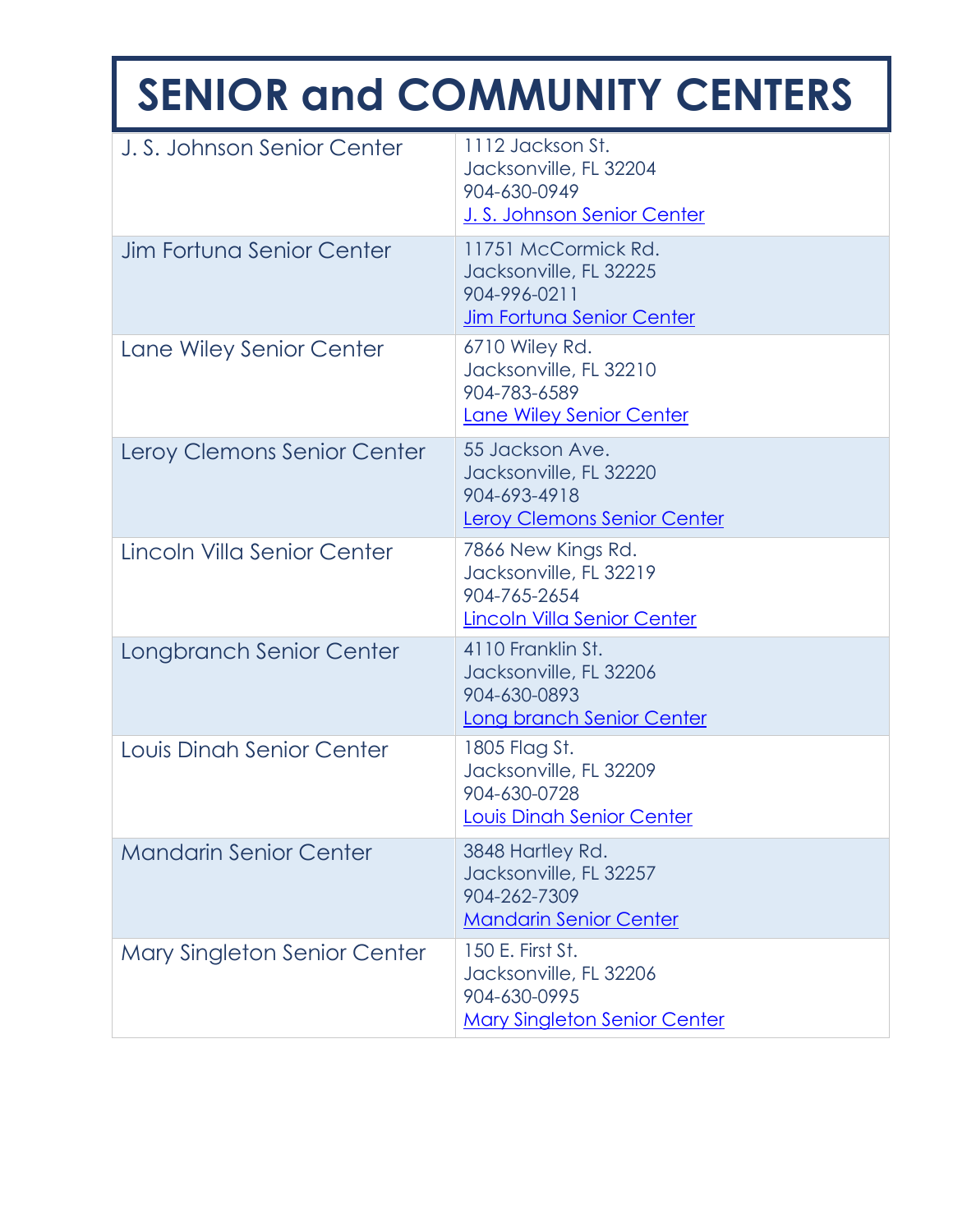# SENIOR and COMMUNITY CENTERS

| | |
|---|---|
| J. S. Johnson Senior Center | 1112 Jackson St.<br>Jacksonville, FL 32204<br>904-630-0949<br>[J. S. Johnson Senior Center] |
| Jim Fortuna Senior Center | 11751 McCormick Rd.<br>Jacksonville, FL 32225<br>904-996-0211<br>[Jim Fortuna Senior Center] |
| Lane Wiley Senior Center | 6710 Wiley Rd.<br>Jacksonville, FL 32210<br>904-783-6589<br>[Lane Wiley Senior Center] |
| Leroy Clemons Senior Center | 55 Jackson Ave.<br>Jacksonville, FL 32220<br>904-693-4918<br>[Leroy Clemons Senior Center] |
| Lincoln Villa Senior Center | 7866 New Kings Rd.<br>Jacksonville, FL 32219<br>904-765-2654<br>[Lincoln Villa Senior Center] |
| Longbranch Senior Center | 4110 Franklin St.<br>Jacksonville, FL 32206<br>904-630-0893<br>[Long branch Senior Center] |
| Louis Dinah Senior Center | 1805 Flag St.<br>Jacksonville, FL 32209<br>904-630-0728<br>[Louis Dinah Senior Center] |
| Mandarin Senior Center | 3848 Hartley Rd.<br>Jacksonville, FL 32257<br>904-262-7309<br>[Mandarin Senior Center] |
| Mary Singleton Senior Center | 150 E. First St.<br>Jacksonville, FL 32206<br>904-630-0995<br>[Mary Singleton Senior Center] |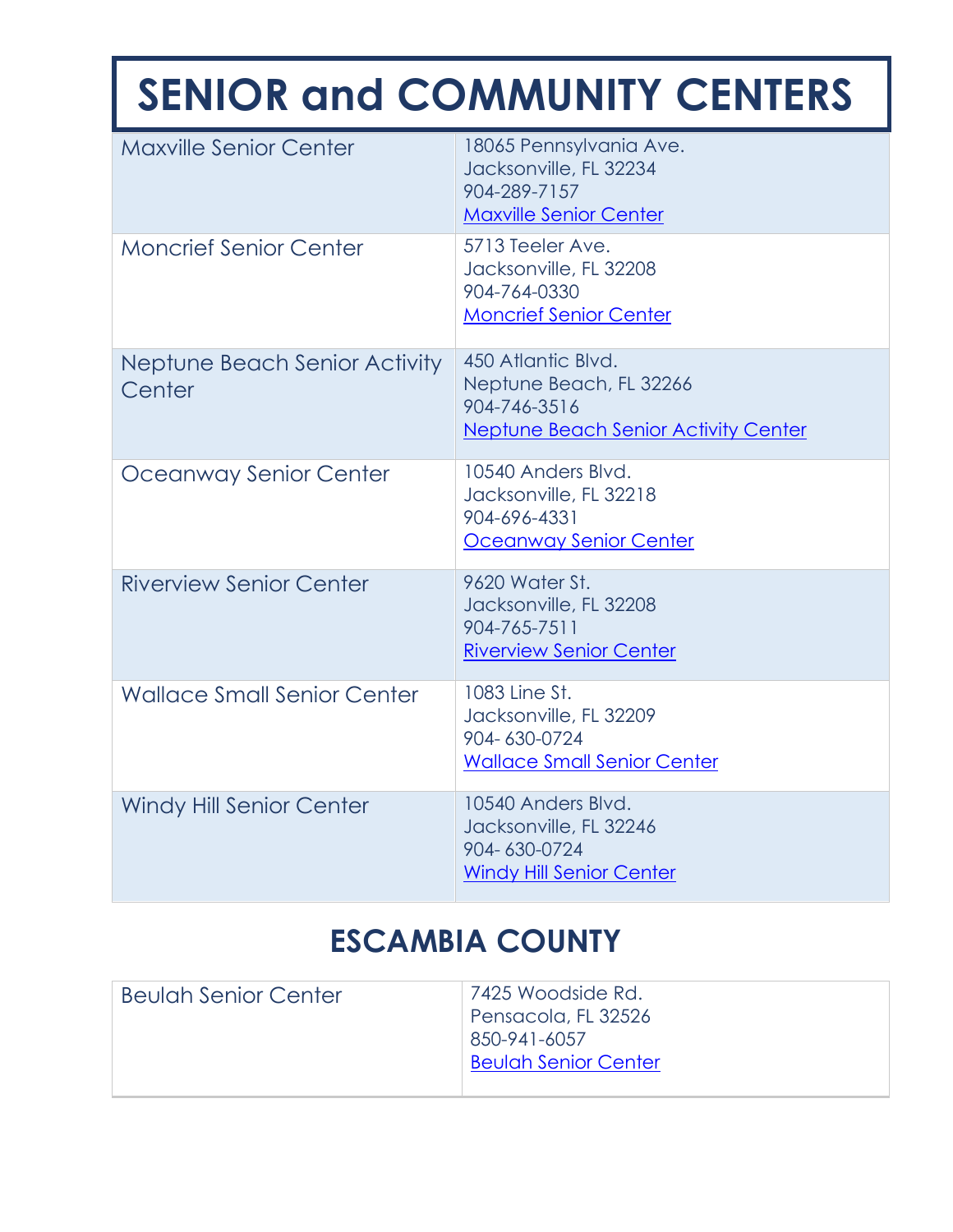# SENIOR and COMMUNITY CENTERS

| | |
|---|---|
| Maxville Senior Center | 18065 Pennsylvania Ave.<br>Jacksonville, FL 32234<br>904-289-7157<br>Maxville Senior Center |
| Moncrief Senior Center | 5713 Teeler Ave.<br>Jacksonville, FL 32208<br>904-764-0330<br>Moncrief Senior Center |
| Neptune Beach Senior Activity Center | 450 Atlantic Blvd.<br>Neptune Beach, FL 32266<br>904-746-3516<br>Neptune Beach Senior Activity Center |
| Oceanway Senior Center | 10540 Anders Blvd.<br>Jacksonville, FL 32218<br>904-696-4331<br>Oceanway Senior Center |
| Riverview Senior Center | 9620 Water St.<br>Jacksonville, FL 32208<br>904-765-7511<br>Riverview Senior Center |
| Wallace Small Senior Center | 1083 Line St.<br>Jacksonville, FL 32209<br>904- 630-0724<br>Wallace Small Senior Center |
| Windy Hill Senior Center | 10540 Anders Blvd.<br>Jacksonville, FL 32246<br>904- 630-0724<br>Windy Hill Senior Center |

## ESCAMBIA COUNTY

| | |
|---|---|
| Beulah Senior Center | 7425 Woodside Rd.<br>Pensacola, FL 32526<br>850-941-6057<br>Beulah Senior Center |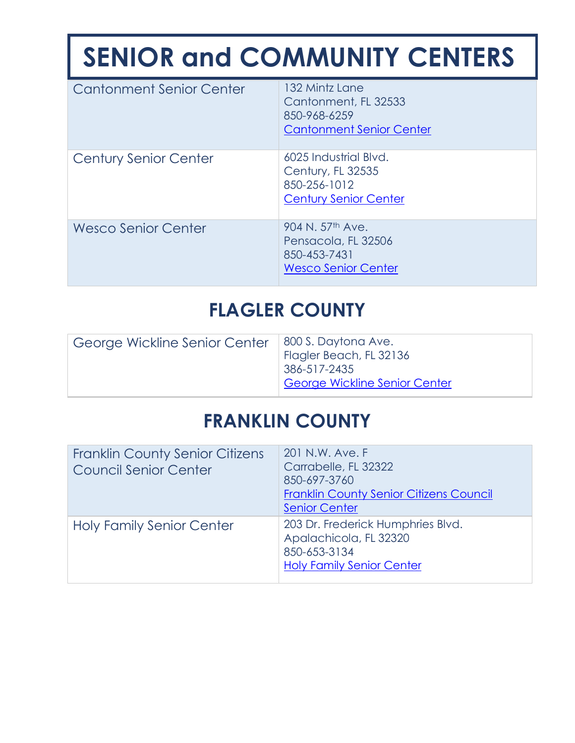# SENIOR and COMMUNITY CENTERS

| | |
|---|---|
| Cantonment Senior Center | 132 Mintz Lane<br>Cantonment, FL 32533<br>850-968-6259<br>Cantonment Senior Center |
| Century Senior Center | 6025 Industrial Blvd.<br>Century, FL 32535<br>850-256-1012<br>Century Senior Center |
| Wesco Senior Center | 904 N. 57th Ave.<br>Pensacola, FL 32506<br>850-453-7431<br>Wesco Senior Center |

## FLAGLER COUNTY

| | |
|---|---|
| George Wickline Senior Center | 800 S. Daytona Ave.<br>Flagler Beach, FL 32136<br>386-517-2435<br>George Wickline Senior Center |

## FRANKLIN COUNTY

| | |
|---|---|
| Franklin County Senior Citizens Council Senior Center | 201 N.W. Ave. F<br>Carrabelle, FL 32322<br>850-697-3760<br>Franklin County Senior Citizens Council Senior Center |
| Holy Family Senior Center | 203 Dr. Frederick Humphries Blvd.<br>Apalachicola, FL 32320<br>850-653-3134<br>Holy Family Senior Center |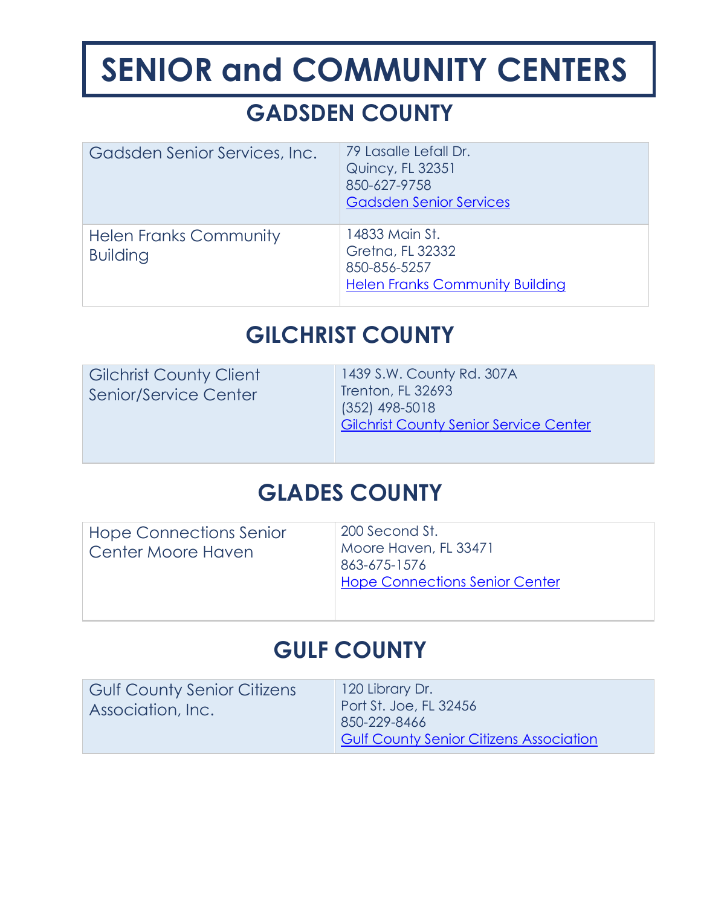# SENIOR and COMMUNITY CENTERS

## GADSDEN COUNTY

| | |
|---|---|
| Gadsden Senior Services, Inc. | 79 Lasalle Lefall Dr.<br>Quincy, FL 32351<br>850-627-9758<br>Gadsden Senior Services |
| Helen Franks Community Building | 14833 Main St.<br>Gretna, FL 32332<br>850-856-5257<br>Helen Franks Community Building |

## GILCHRIST COUNTY

| | |
|---|---|
| Gilchrist County Client Senior/Service Center | 1439 S.W. County Rd. 307A<br>Trenton, FL 32693<br>(352) 498-5018<br>Gilchrist County Senior Service Center |

## GLADES COUNTY

| | |
|---|---|
| Hope Connections Senior Center Moore Haven | 200 Second St.<br>Moore Haven, FL 33471<br>863-675-1576<br>Hope Connections Senior Center |

## GULF COUNTY

| | |
|---|---|
| Gulf County Senior Citizens Association, Inc. | 120 Library Dr.<br>Port St. Joe, FL 32456<br>850-229-8466<br>Gulf County Senior Citizens Association |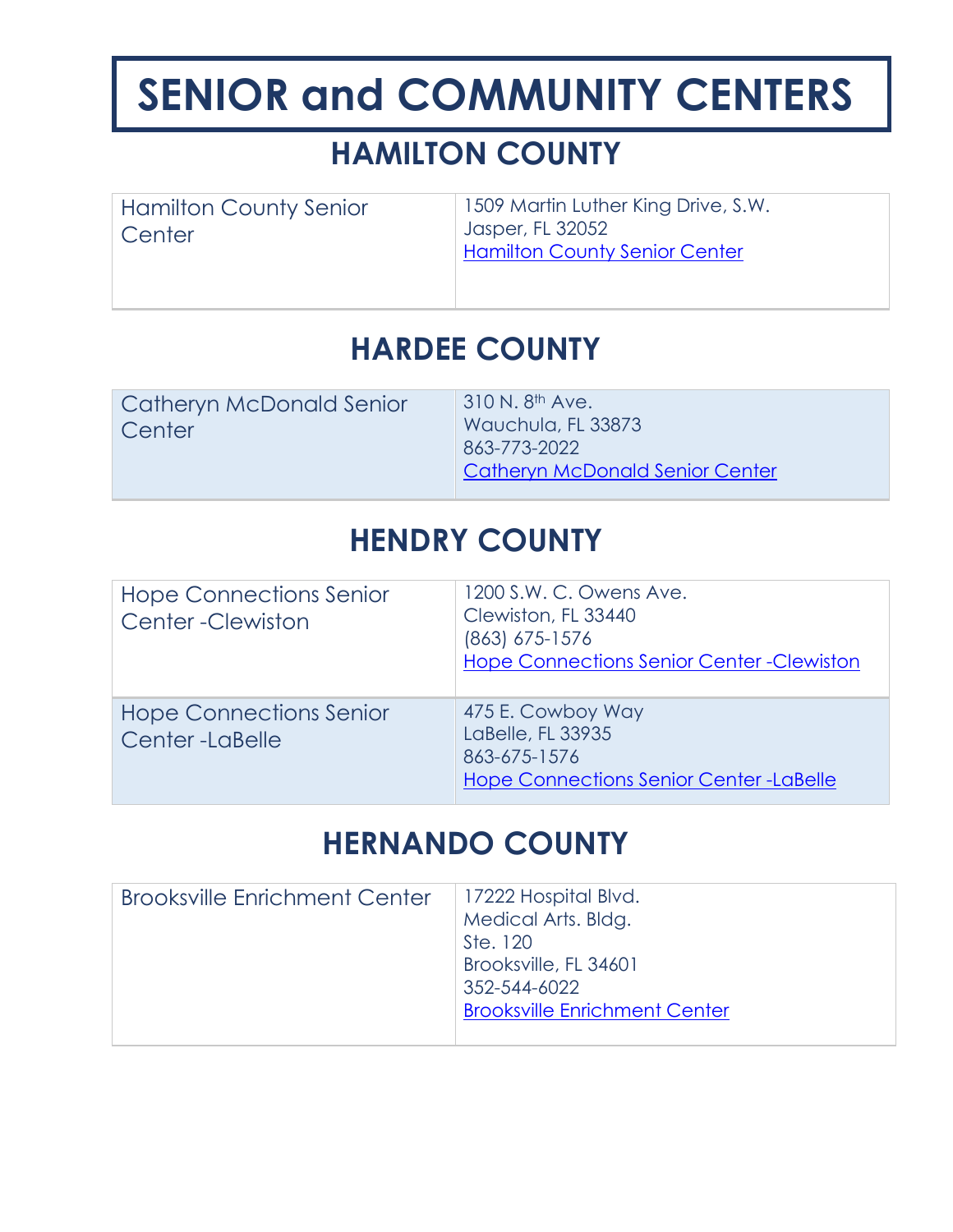# SENIOR and COMMUNITY CENTERS

## HAMILTON COUNTY

| Hamilton County Senior Center | 1509 Martin Luther King Drive, S.W.<br>Jasper, FL 32052<br>Hamilton County Senior Center |
|---|---|

## HARDEE COUNTY

| Catheryn McDonald Senior Center | 310 N. 8th Ave.<br>Wauchula, FL 33873<br>863-773-2022<br>Catheryn McDonald Senior Center |
|---|---|

## HENDRY COUNTY

| Hope Connections Senior Center -Clewiston | 1200 S.W. C. Owens Ave.<br>Clewiston, FL 33440<br>(863) 675-1576<br>Hope Connections Senior Center -Clewiston |
|---|---|
| Hope Connections Senior Center -LaBelle | 475 E. Cowboy Way<br>LaBelle, FL 33935<br>863-675-1576<br>Hope Connections Senior Center -LaBelle |

## HERNANDO COUNTY

| Brooksville Enrichment Center | 17222 Hospital Blvd.<br>Medical Arts. Bldg.<br>Ste. 120<br>Brooksville, FL 34601<br>352-544-6022<br>Brooksville Enrichment Center |
|---|---|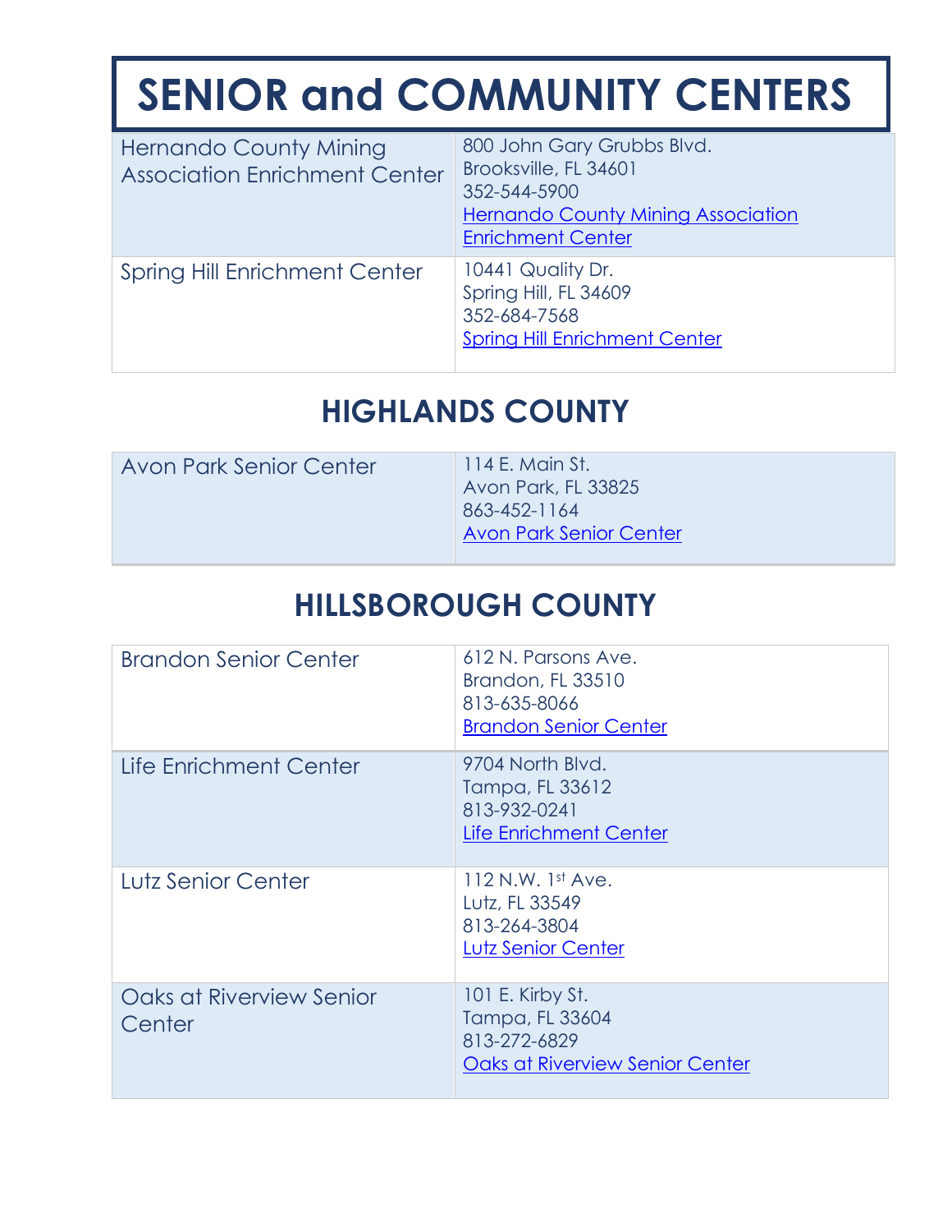# SENIOR and COMMUNITY CENTERS

| | |
|---|---|
| Hernando County Mining Association Enrichment Center | 800 John Gary Grubbs Blvd.<br>Brooksville, FL 34601<br>352-544-5900<br>Hernando County Mining Association Enrichment Center |
| Spring Hill Enrichment Center | 10441 Quality Dr.<br>Spring Hill, FL 34609<br>352-684-7568<br>Spring Hill Enrichment Center |

## HIGHLANDS COUNTY

| | |
|---|---|
| Avon Park Senior Center | 114 E. Main St.<br>Avon Park, FL 33825<br>863-452-1164<br>Avon Park Senior Center |

## HILLSBOROUGH COUNTY

| | |
|---|---|
| Brandon Senior Center | 612 N. Parsons Ave.<br>Brandon, FL 33510<br>813-635-8066<br>Brandon Senior Center |
| Life Enrichment Center | 9704 North Blvd.<br>Tampa, FL 33612<br>813-932-0241<br>Life Enrichment Center |
| Lutz Senior Center | 112 N.W. 1st Ave.<br>Lutz, FL 33549<br>813-264-3804<br>Lutz Senior Center |
| Oaks at Riverview Senior Center | 101 E. Kirby St.<br>Tampa, FL 33604<br>813-272-6829<br>Oaks at Riverview Senior Center |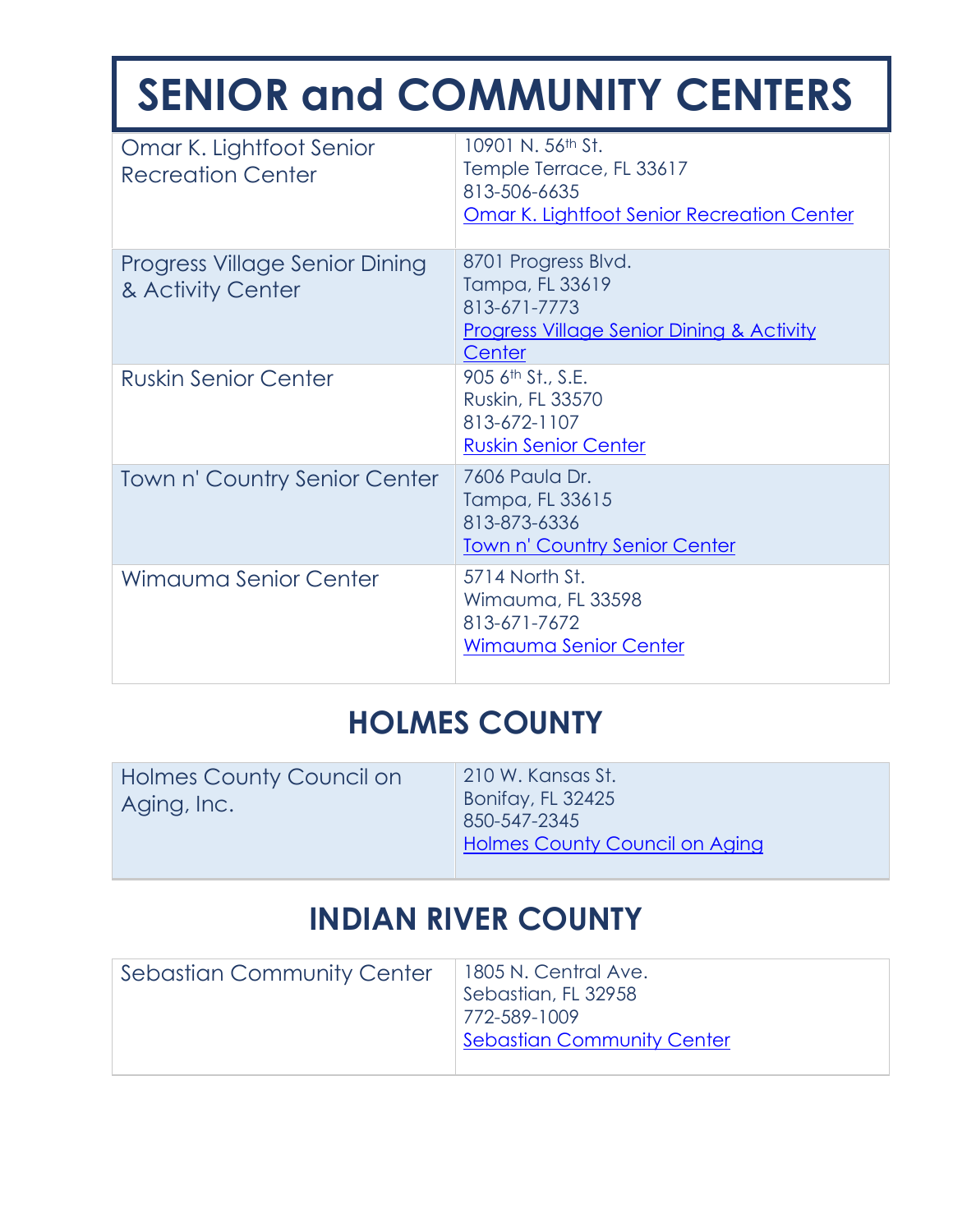# SENIOR and COMMUNITY CENTERS

| | |
|---|---|
| Omar K. Lightfoot Senior Recreation Center | 10901 N. 56th St.<br>Temple Terrace, FL 33617<br>813-506-6635<br>Omar K. Lightfoot Senior Recreation Center |
| Progress Village Senior Dining & Activity Center | 8701 Progress Blvd.<br>Tampa, FL 33619<br>813-671-7773<br>Progress Village Senior Dining & Activity Center |
| Ruskin Senior Center | 905 6th St., S.E.<br>Ruskin, FL 33570<br>813-672-1107<br>Ruskin Senior Center |
| Town n' Country Senior Center | 7606 Paula Dr.<br>Tampa, FL 33615<br>813-873-6336<br>Town n' Country Senior Center |
| Wimauma Senior Center | 5714 North St.<br>Wimauma, FL 33598<br>813-671-7672<br>Wimauma Senior Center |

## HOLMES COUNTY

| | |
|---|---|
| Holmes County Council on Aging, Inc. | 210 W. Kansas St.<br>Bonifay, FL 32425<br>850-547-2345<br>Holmes County Council on Aging |

## INDIAN RIVER COUNTY

| | |
|---|---|
| Sebastian Community Center | 1805 N. Central Ave.<br>Sebastian, FL 32958<br>772-589-1009<br>Sebastian Community Center |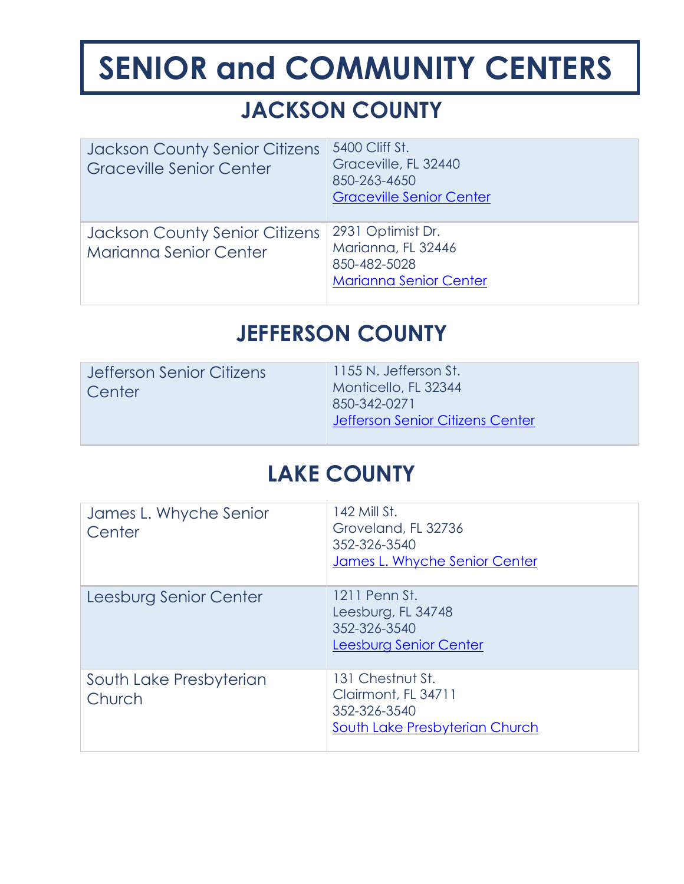# SENIOR and COMMUNITY CENTERS

## JACKSON COUNTY

| | |
|---|---|
| Jackson County Senior Citizens Graceville Senior Center | 5400 Cliff St.<br>Graceville, FL 32440<br>850-263-4650<br>[Graceville Senior Center] |
| Jackson County Senior Citizens Marianna Senior Center | 2931 Optimist Dr.<br>Marianna, FL 32446<br>850-482-5028<br>[Marianna Senior Center] |

## JEFFERSON COUNTY

| | |
|---|---|
| Jefferson Senior Citizens Center | 1155 N. Jefferson St.<br>Monticello, FL 32344<br>850-342-0271<br>[Jefferson Senior Citizens Center] |

## LAKE COUNTY

| | |
|---|---|
| James L. Whyche Senior Center | 142 Mill St.<br>Groveland, FL 32736<br>352-326-3540<br>[James L. Whyche Senior Center] |
| Leesburg Senior Center | 1211 Penn St.<br>Leesburg, FL 34748<br>352-326-3540<br>[Leesburg Senior Center] |
| South Lake Presbyterian Church | 131 Chestnut St.<br>Clairmont, FL 34711<br>352-326-3540<br>[South Lake Presbyterian Church] |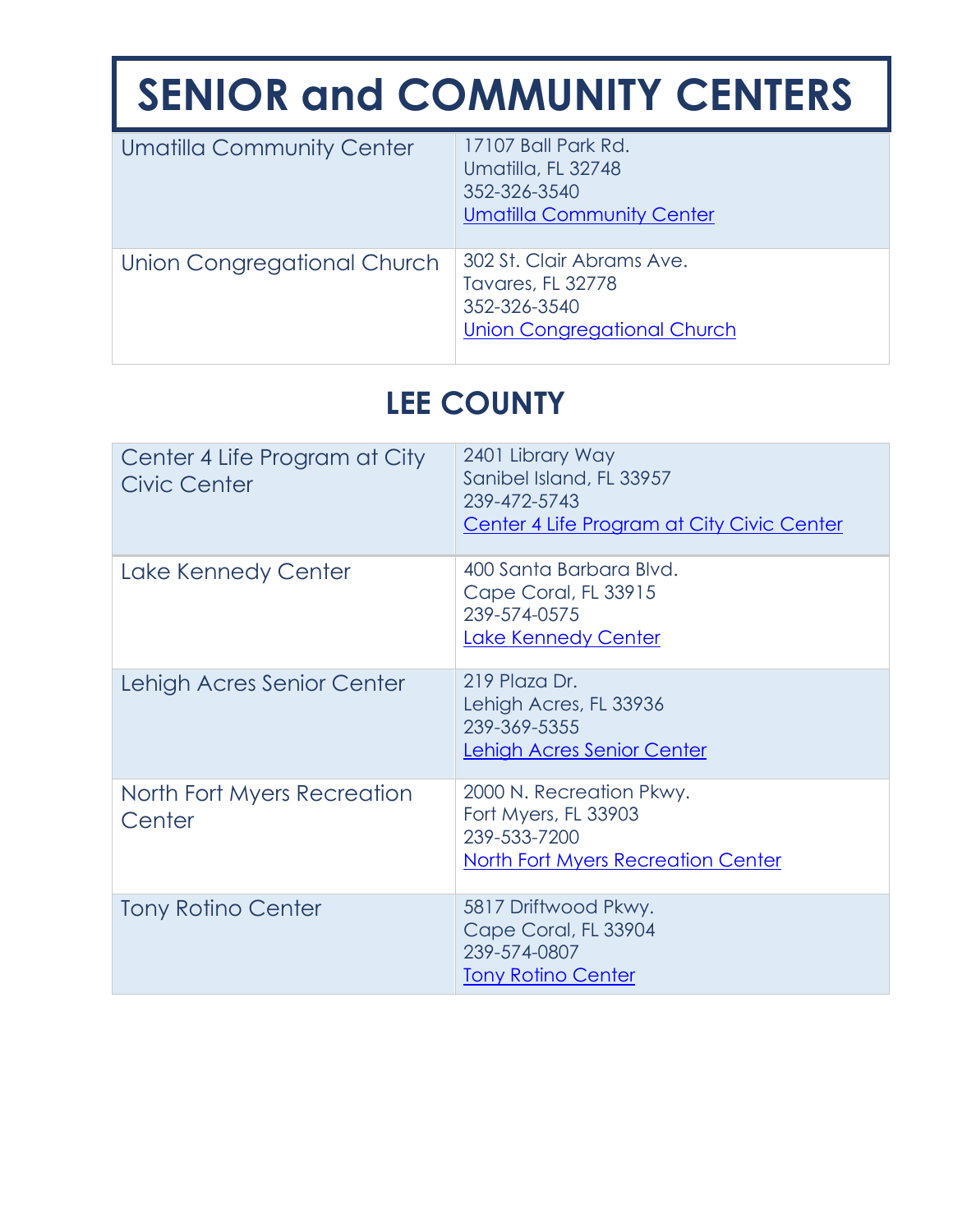# SENIOR and COMMUNITY CENTERS

| | |
|---|---|
| Umatilla Community Center | 17107 Ball Park Rd.<br>Umatilla, FL 32748<br>352-326-3540<br>Umatilla Community Center |
| Union Congregational Church | 302 St. Clair Abrams Ave.<br>Tavares, FL 32778<br>352-326-3540<br>Union Congregational Church |

## LEE COUNTY

| | |
|---|---|
| Center 4 Life Program at City Civic Center | 2401 Library Way<br>Sanibel Island, FL 33957<br>239-472-5743<br>Center 4 Life Program at City Civic Center |
| Lake Kennedy Center | 400 Santa Barbara Blvd.<br>Cape Coral, FL 33915<br>239-574-0575<br>Lake Kennedy Center |
| Lehigh Acres Senior Center | 219 Plaza Dr.<br>Lehigh Acres, FL 33936<br>239-369-5355<br>Lehigh Acres Senior Center |
| North Fort Myers Recreation Center | 2000 N. Recreation Pkwy.<br>Fort Myers, FL 33903<br>239-533-7200<br>North Fort Myers Recreation Center |
| Tony Rotino Center | 5817 Driftwood Pkwy.<br>Cape Coral, FL 33904<br>239-574-0807<br>Tony Rotino Center |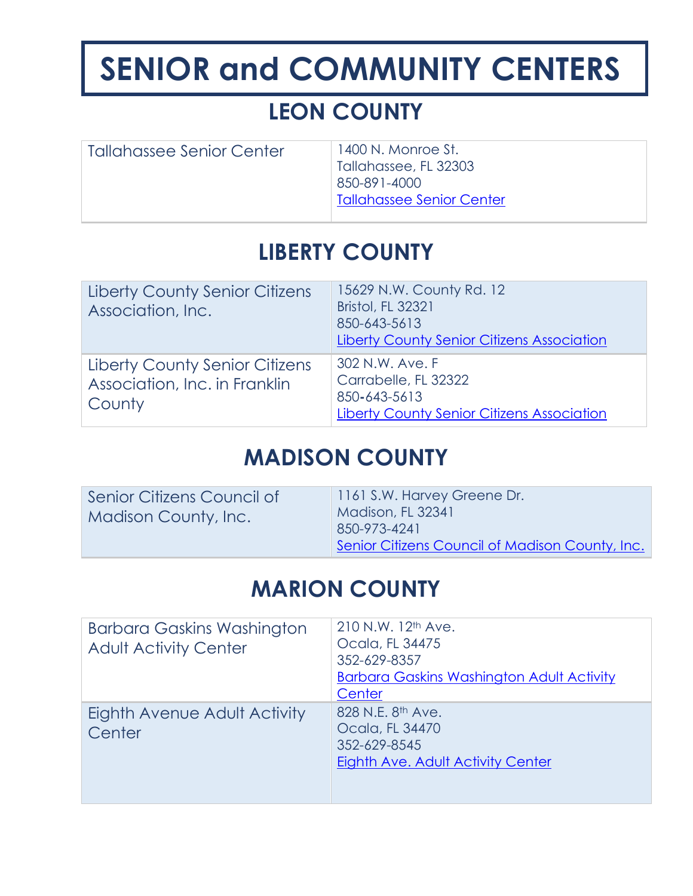# SENIOR and COMMUNITY CENTERS

## LEON COUNTY

| | |
|---|---|
| Tallahassee Senior Center | 1400 N. Monroe St.<br>Tallahassee, FL 32303<br>850-891-4000<br>Tallahassee Senior Center |

## LIBERTY COUNTY

| | |
|---|---|
| Liberty County Senior Citizens Association, Inc. | 15629 N.W. County Rd. 12<br>Bristol, FL 32321<br>850-643-5613<br>Liberty County Senior Citizens Association |
| Liberty County Senior Citizens Association, Inc. in Franklin County | 302 N.W. Ave. F<br>Carrabelle, FL 32322<br>850-643-5613<br>Liberty County Senior Citizens Association |

## MADISON COUNTY

| | |
|---|---|
| Senior Citizens Council of Madison County, Inc. | 1161 S.W. Harvey Greene Dr.<br>Madison, FL 32341<br>850-973-4241<br>Senior Citizens Council of Madison County, Inc. |

## MARION COUNTY

| | |
|---|---|
| Barbara Gaskins Washington Adult Activity Center | 210 N.W. 12th Ave.<br>Ocala, FL 34475<br>352-629-8357<br>Barbara Gaskins Washington Adult Activity Center |
| Eighth Avenue Adult Activity Center | 828 N.E. 8th Ave.<br>Ocala, FL 34470<br>352-629-8545<br>Eighth Ave. Adult Activity Center |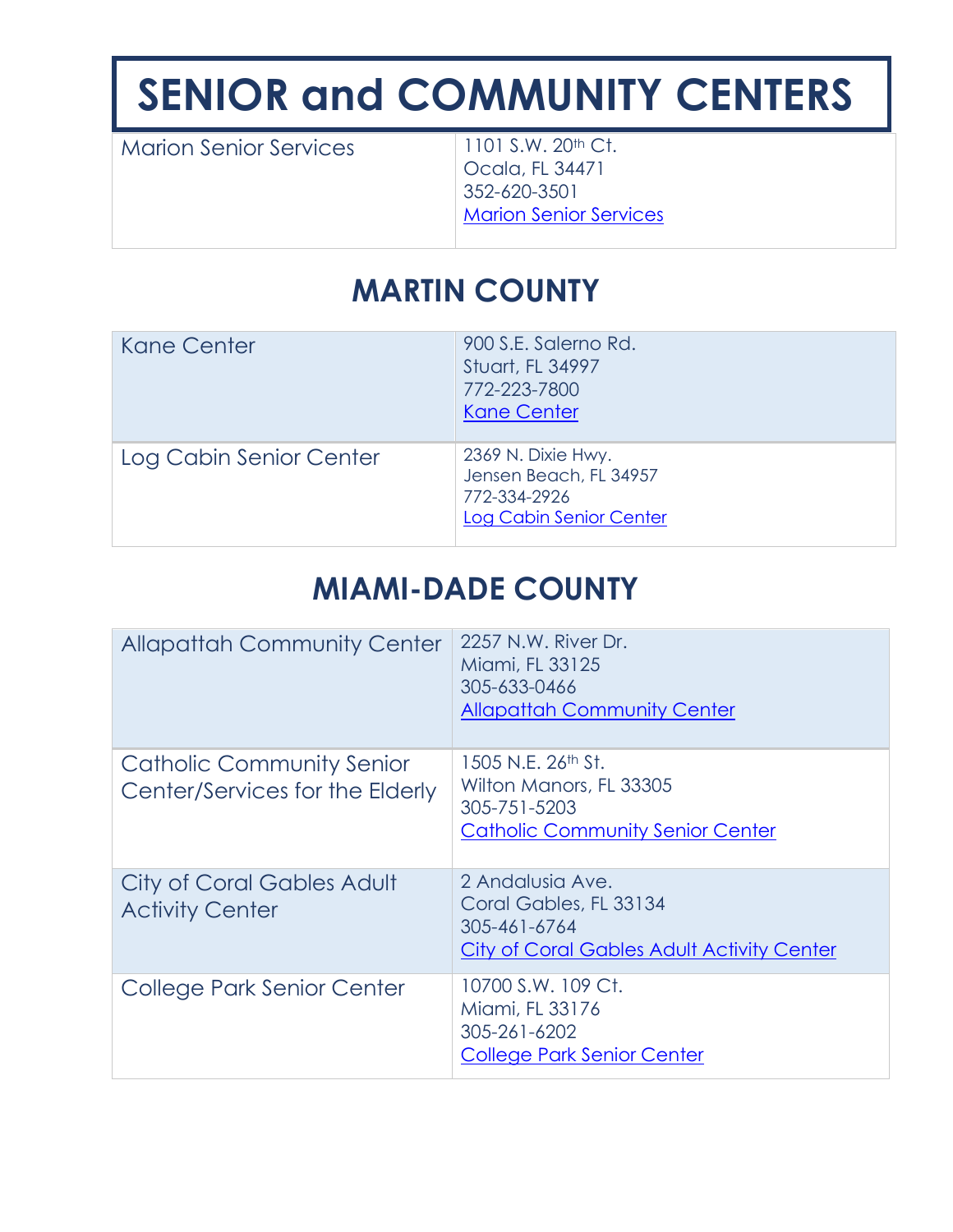# SENIOR and COMMUNITY CENTERS

| Marion Senior Services | 1101 S.W. 20th Ct.<br>Ocala, FL 34471<br>352-620-3501<br>Marion Senior Services |
|---|---|

## MARTIN COUNTY

| Kane Center | 900 S.E. Salerno Rd.<br>Stuart, FL 34997<br>772-223-7800<br>Kane Center |
|---|---|
| Log Cabin Senior Center | 2369 N. Dixie Hwy.<br>Jensen Beach, FL 34957<br>772-334-2926<br>Log Cabin Senior Center |

## MIAMI-DADE COUNTY

| Allapattah Community Center | 2257 N.W. River Dr.<br>Miami, FL 33125<br>305-633-0466<br>Allapattah Community Center |
|---|---|
| Catholic Community Senior Center/Services for the Elderly | 1505 N.E. 26th St.<br>Wilton Manors, FL 33305<br>305-751-5203<br>Catholic Community Senior Center |
| City of Coral Gables Adult Activity Center | 2 Andalusia Ave.<br>Coral Gables, FL 33134<br>305-461-6764<br>City of Coral Gables Adult Activity Center |
| College Park Senior Center | 10700 S.W. 109 Ct.<br>Miami, FL 33176<br>305-261-6202<br>College Park Senior Center |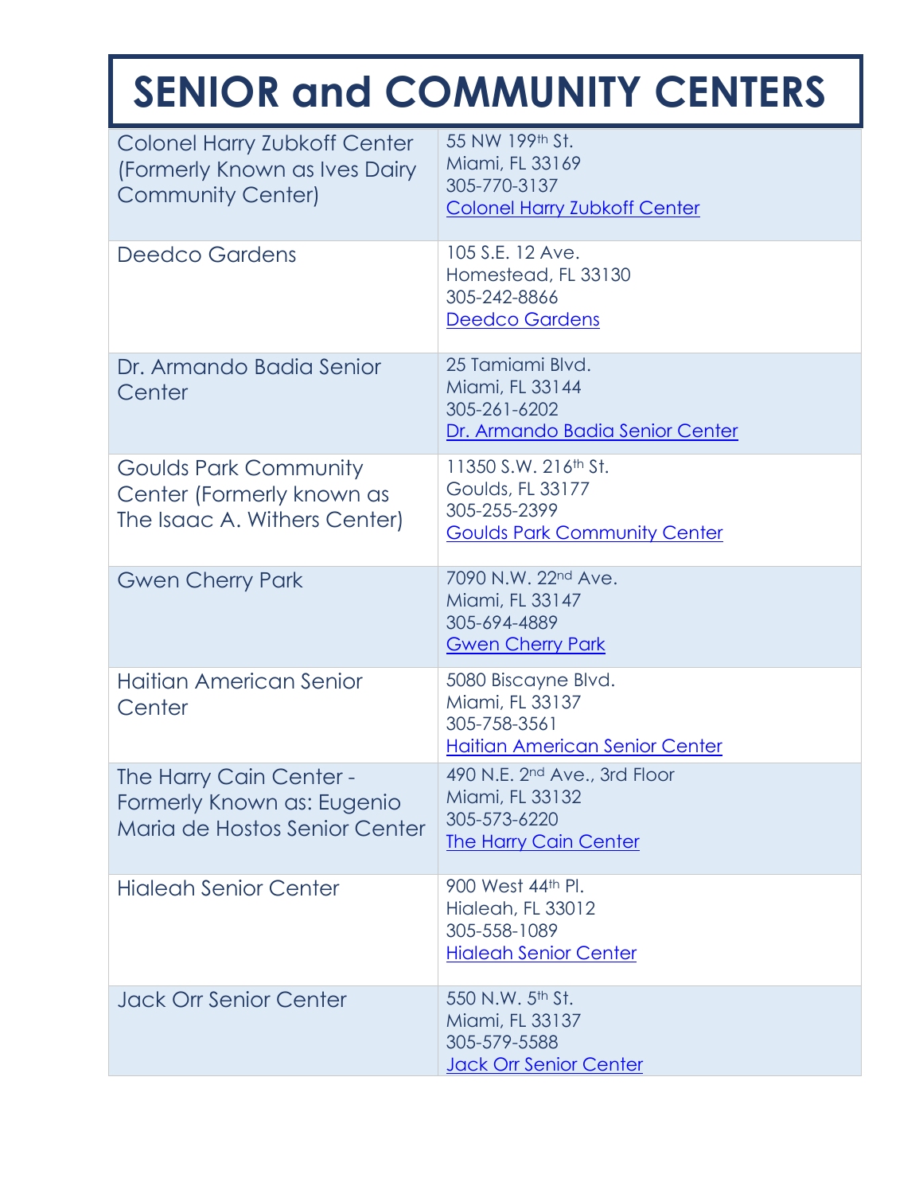# SENIOR and COMMUNITY CENTERS

| | |
|---|---|
| Colonel Harry Zubkoff Center (Formerly Known as Ives Dairy Community Center) | 55 NW 199th St.<br>Miami, FL 33169<br>305-770-3137<br>Colonel Harry Zubkoff Center |
| Deedco Gardens | 105 S.E. 12 Ave.<br>Homestead, FL 33130<br>305-242-8866<br>Deedco Gardens |
| Dr. Armando Badia Senior Center | 25 Tamiami Blvd.<br>Miami, FL 33144<br>305-261-6202<br>Dr. Armando Badia Senior Center |
| Goulds Park Community Center (Formerly known as The Isaac A. Withers Center) | 11350 S.W. 216th St.<br>Goulds, FL 33177<br>305-255-2399<br>Goulds Park Community Center |
| Gwen Cherry Park | 7090 N.W. 22nd Ave.<br>Miami, FL 33147<br>305-694-4889<br>Gwen Cherry Park |
| Haitian American Senior Center | 5080 Biscayne Blvd.<br>Miami, FL 33137<br>305-758-3561<br>Haitian American Senior Center |
| The Harry Cain Center - Formerly Known as: Eugenio Maria de Hostos Senior Center | 490 N.E. 2nd Ave., 3rd Floor<br>Miami, FL 33132<br>305-573-6220<br>The Harry Cain Center |
| Hialeah Senior Center | 900 West 44th Pl.<br>Hialeah, FL 33012<br>305-558-1089<br>Hialeah Senior Center |
| Jack Orr Senior Center | 550 N.W. 5th St.<br>Miami, FL 33137<br>305-579-5588<br>Jack Orr Senior Center |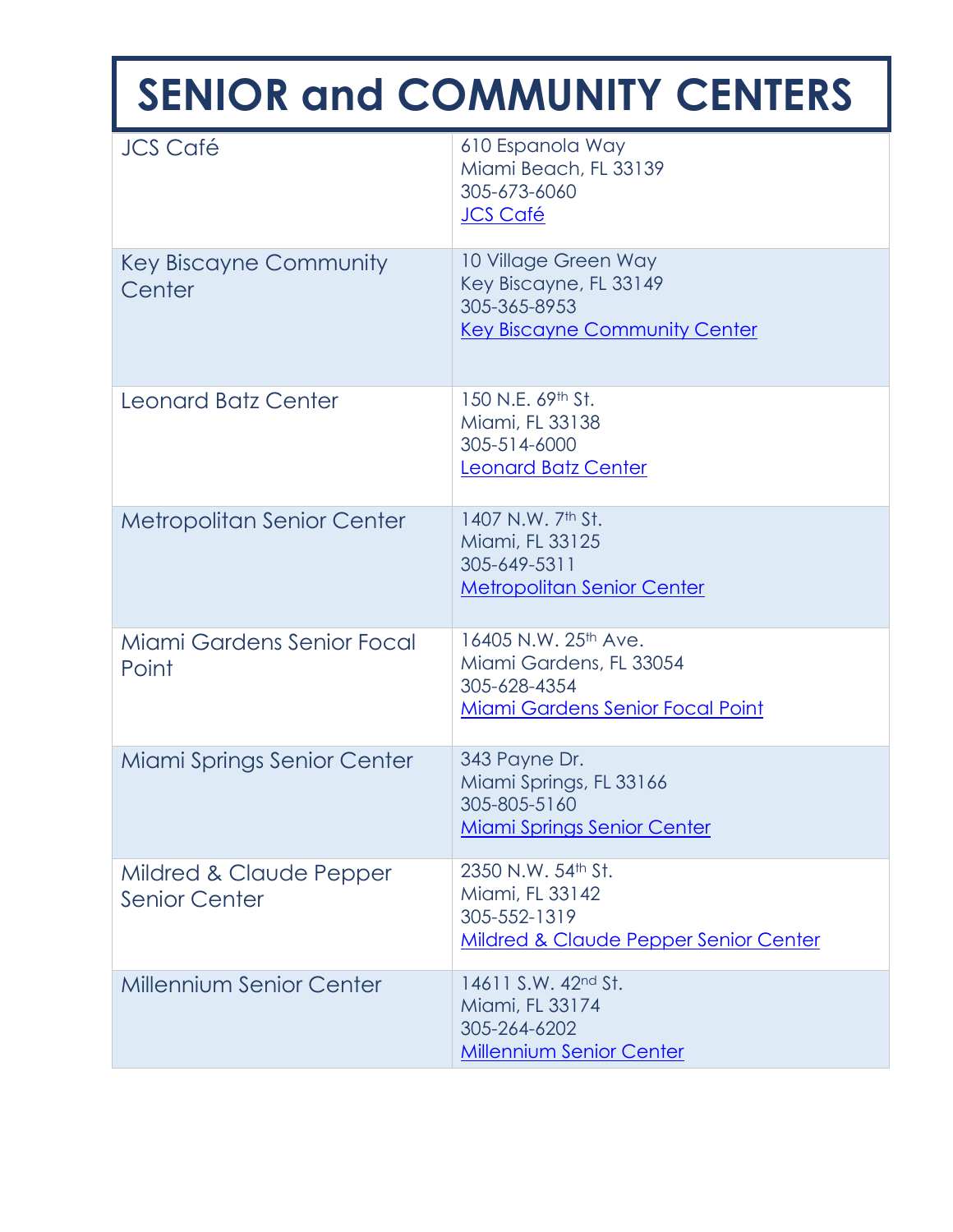# SENIOR and COMMUNITY CENTERS

| | |
|---|---|
| JCS Café | 610 Espanola Way<br>Miami Beach, FL 33139<br>305-673-6060<br>JCS Café |
| Key Biscayne Community Center | 10 Village Green Way<br>Key Biscayne, FL 33149<br>305-365-8953<br>Key Biscayne Community Center |
| Leonard Batz Center | 150 N.E. 69th St.<br>Miami, FL 33138<br>305-514-6000<br>Leonard Batz Center |
| Metropolitan Senior Center | 1407 N.W. 7th St.<br>Miami, FL 33125<br>305-649-5311<br>Metropolitan Senior Center |
| Miami Gardens Senior Focal Point | 16405 N.W. 25th Ave.<br>Miami Gardens, FL 33054<br>305-628-4354<br>Miami Gardens Senior Focal Point |
| Miami Springs Senior Center | 343 Payne Dr.<br>Miami Springs, FL 33166<br>305-805-5160<br>Miami Springs Senior Center |
| Mildred & Claude Pepper Senior Center | 2350 N.W. 54th St.<br>Miami, FL 33142<br>305-552-1319<br>Mildred & Claude Pepper Senior Center |
| Millennium Senior Center | 14611 S.W. 42nd St.<br>Miami, FL 33174<br>305-264-6202<br>Millennium Senior Center |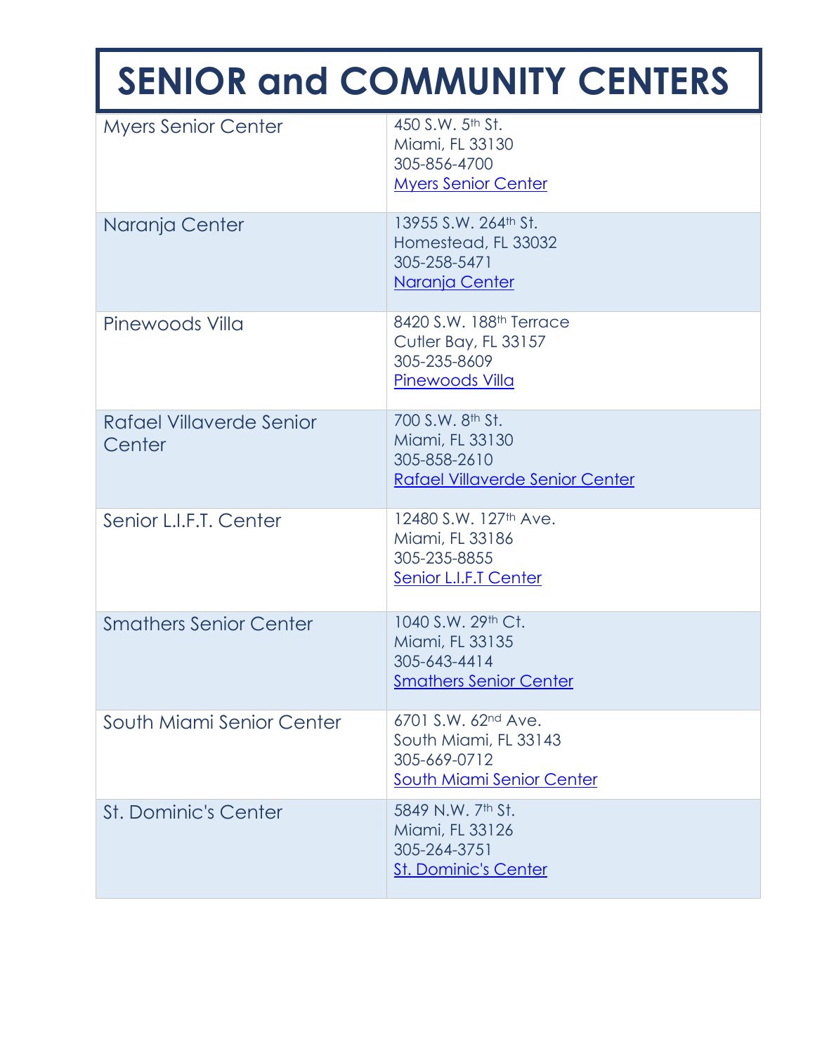# SENIOR and COMMUNITY CENTERS

| | |
|---|---|
| Myers Senior Center | 450 S.W. 5th St.<br>Miami, FL 33130<br>305-856-4700<br>Myers Senior Center |
| Naranja Center | 13955 S.W. 264th St.<br>Homestead, FL 33032<br>305-258-5471<br>Naranja Center |
| Pinewoods Villa | 8420 S.W. 188th Terrace<br>Cutler Bay, FL 33157<br>305-235-8609<br>Pinewoods Villa |
| Rafael Villaverde Senior Center | 700 S.W. 8th St.<br>Miami, FL 33130<br>305-858-2610<br>Rafael Villaverde Senior Center |
| Senior L.I.F.T. Center | 12480 S.W. 127th Ave.<br>Miami, FL 33186<br>305-235-8855<br>Senior L.I.F.T Center |
| Smathers Senior Center | 1040 S.W. 29th Ct.<br>Miami, FL 33135<br>305-643-4414<br>Smathers Senior Center |
| South Miami Senior Center | 6701 S.W. 62nd Ave.<br>South Miami, FL 33143<br>305-669-0712<br>South Miami Senior Center |
| St. Dominic's Center | 5849 N.W. 7th St.<br>Miami, FL 33126<br>305-264-3751<br>St. Dominic's Center |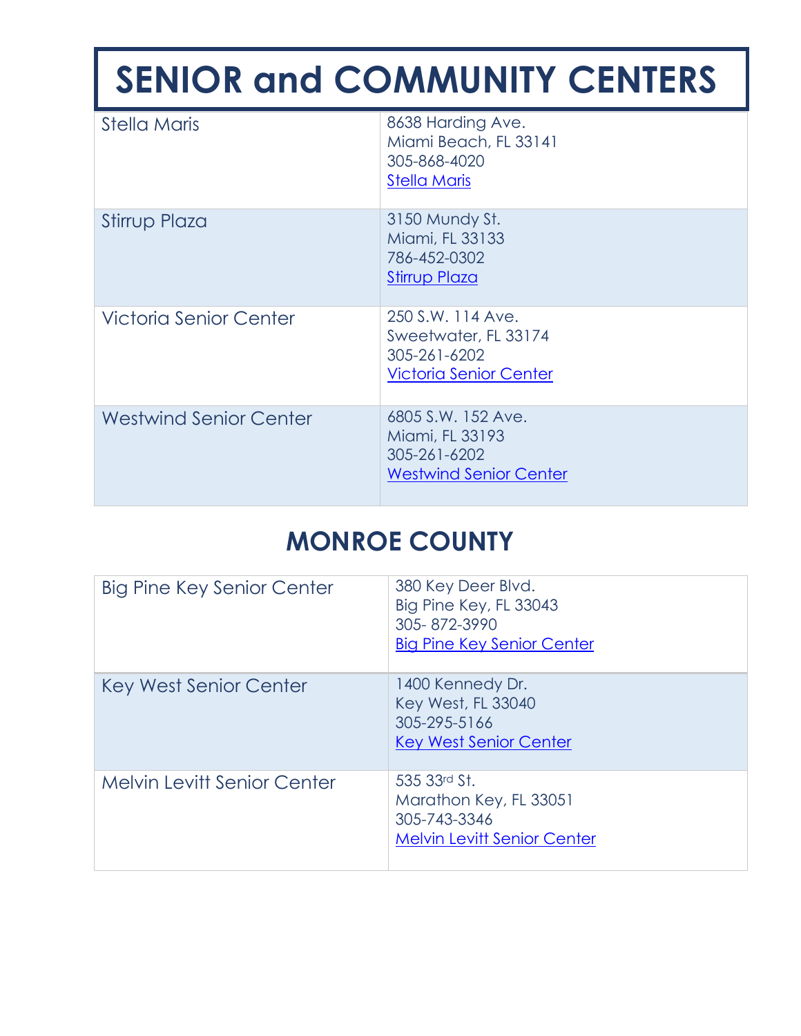# SENIOR and COMMUNITY CENTERS

| | |
|---|---|
| Stella Maris | 8638 Harding Ave.<br>Miami Beach, FL 33141<br>305-868-4020<br>Stella Maris |
| Stirrup Plaza | 3150 Mundy St.<br>Miami, FL 33133<br>786-452-0302<br>Stirrup Plaza |
| Victoria Senior Center | 250 S.W. 114 Ave.<br>Sweetwater, FL 33174<br>305-261-6202<br>Victoria Senior Center |
| Westwind Senior Center | 6805 S.W. 152 Ave.<br>Miami, FL 33193<br>305-261-6202<br>Westwind Senior Center |

## MONROE COUNTY

| | |
|---|---|
| Big Pine Key Senior Center | 380 Key Deer Blvd.<br>Big Pine Key, FL 33043<br>305- 872-3990<br>Big Pine Key Senior Center |
| Key West Senior Center | 1400 Kennedy Dr.<br>Key West, FL 33040<br>305-295-5166<br>Key West Senior Center |
| Melvin Levitt Senior Center | 535 33rd St.<br>Marathon Key, FL 33051<br>305-743-3346<br>Melvin Levitt Senior Center |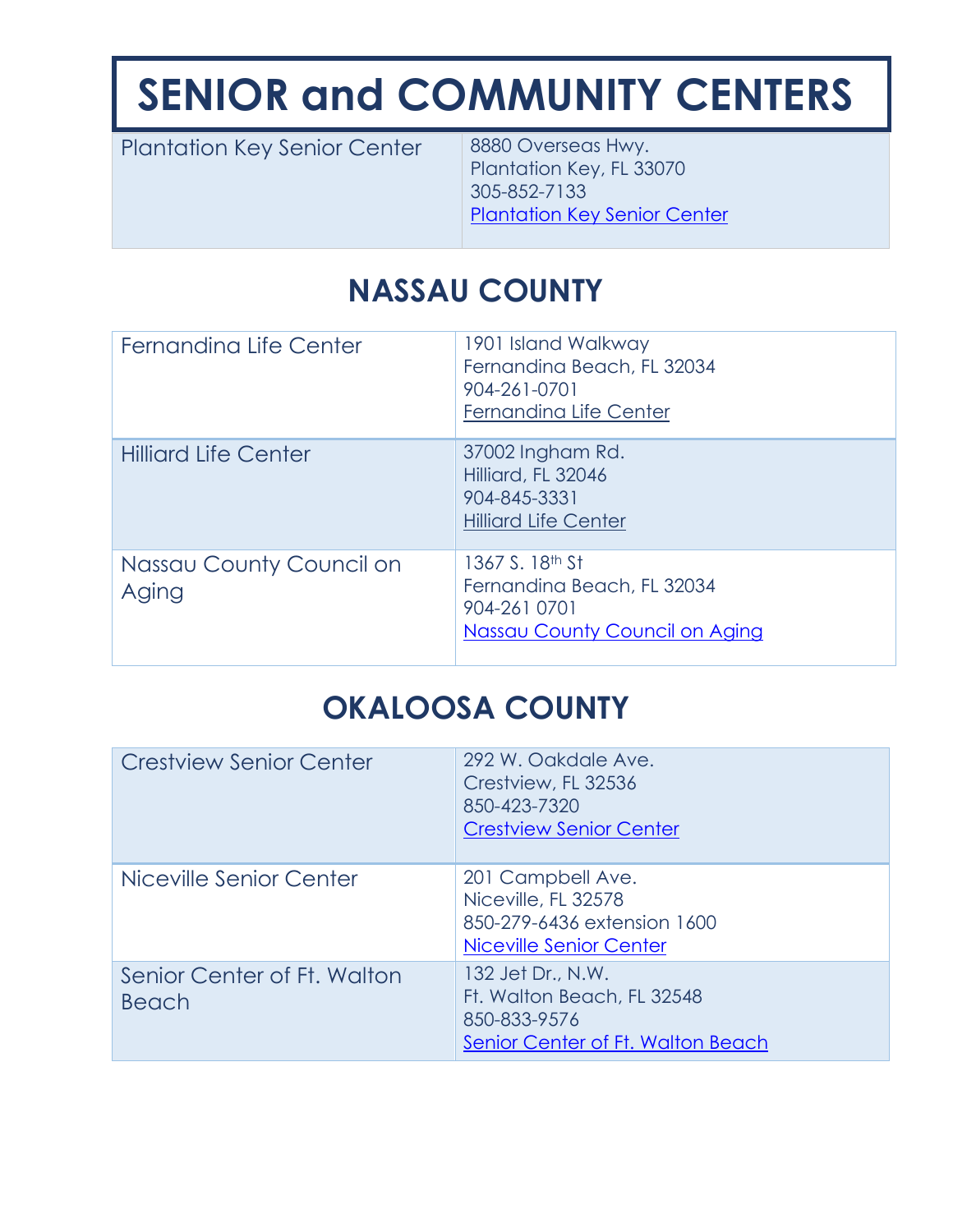# SENIOR and COMMUNITY CENTERS

| Plantation Key Senior Center | 8880 Overseas Hwy.<br>Plantation Key, FL 33070<br>305-852-7133<br>Plantation Key Senior Center |
|---|---|

## NASSAU COUNTY

| Fernandina Life Center | 1901 Island Walkway<br>Fernandina Beach, FL 32034<br>904-261-0701<br>Fernandina Life Center |
|---|---|
| Hilliard Life Center | 37002 Ingham Rd.<br>Hilliard, FL 32046<br>904-845-3331<br>Hilliard Life Center |
| Nassau County Council on Aging | 1367 S. 18th St<br>Fernandina Beach, FL 32034<br>904-261 0701<br>Nassau County Council on Aging |

## OKALOOSA COUNTY

| Crestview Senior Center | 292 W. Oakdale Ave.<br>Crestview, FL 32536<br>850-423-7320<br>Crestview Senior Center |
|---|---|
| Niceville Senior Center | 201 Campbell Ave.<br>Niceville, FL 32578<br>850-279-6436 extension 1600<br>Niceville Senior Center |
| Senior Center of Ft. Walton Beach | 132 Jet Dr., N.W.<br>Ft. Walton Beach, FL 32548<br>850-833-9576<br>Senior Center of Ft. Walton Beach |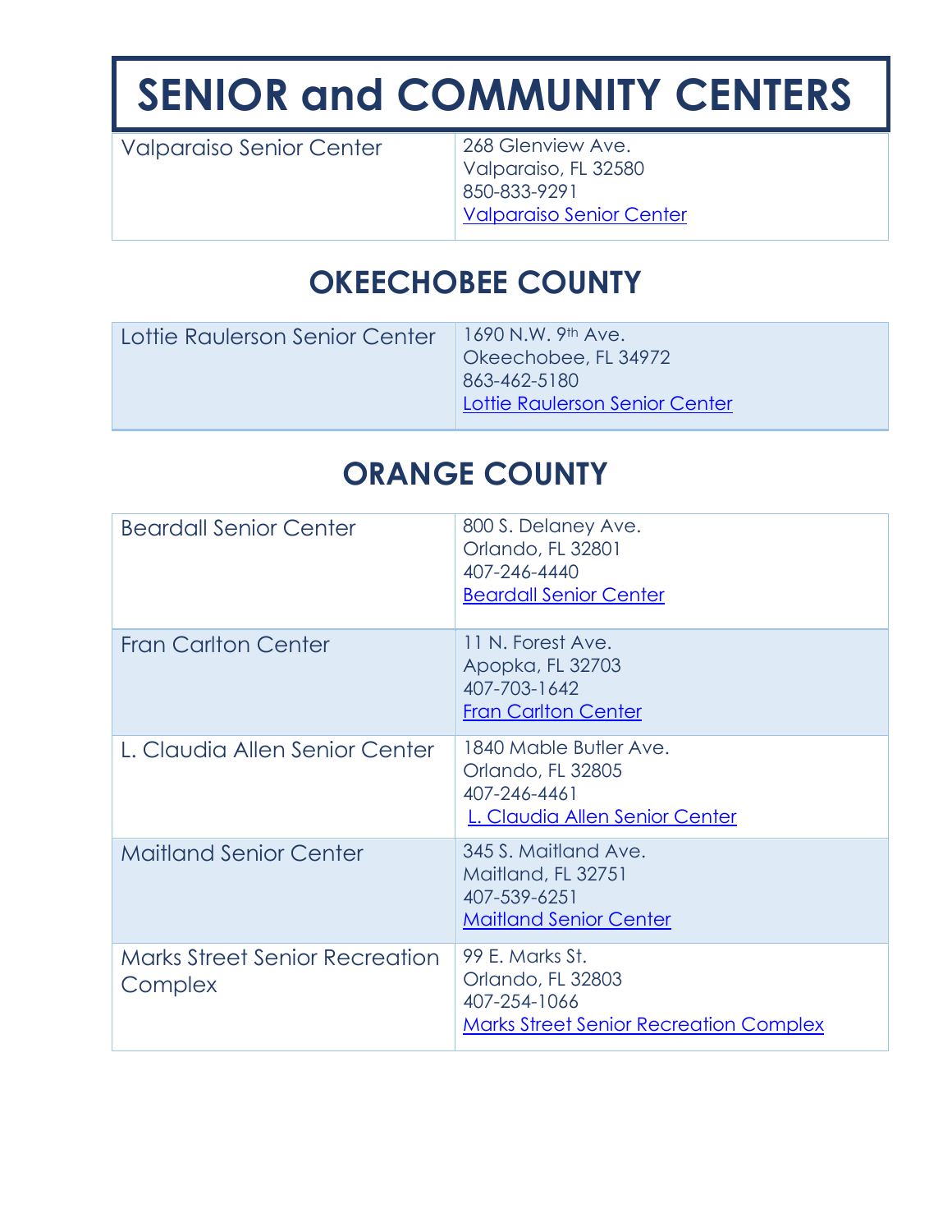# SENIOR and COMMUNITY CENTERS

| | |
|---|---|
| Valparaiso Senior Center | 268 Glenview Ave.<br>Valparaiso, FL 32580<br>850-833-9291<br>Valparaiso Senior Center |

## OKEECHOBEE COUNTY

| | |
|---|---|
| Lottie Raulerson Senior Center | 1690 N.W. 9th Ave.<br>Okeechobee, FL 34972<br>863-462-5180<br>Lottie Raulerson Senior Center |

## ORANGE COUNTY

| | |
|---|---|
| Beardall Senior Center | 800 S. Delaney Ave.<br>Orlando, FL 32801<br>407-246-4440<br>Beardall Senior Center |
| Fran Carlton Center | 11 N. Forest Ave.<br>Apopka, FL 32703<br>407-703-1642<br>Fran Carlton Center |
| L. Claudia Allen Senior Center | 1840 Mable Butler Ave.<br>Orlando, FL 32805<br>407-246-4461<br>L. Claudia Allen Senior Center |
| Maitland Senior Center | 345 S. Maitland Ave.<br>Maitland, FL 32751<br>407-539-6251<br>Maitland Senior Center |
| Marks Street Senior Recreation Complex | 99 E. Marks St.<br>Orlando, FL 32803<br>407-254-1066<br>Marks Street Senior Recreation Complex |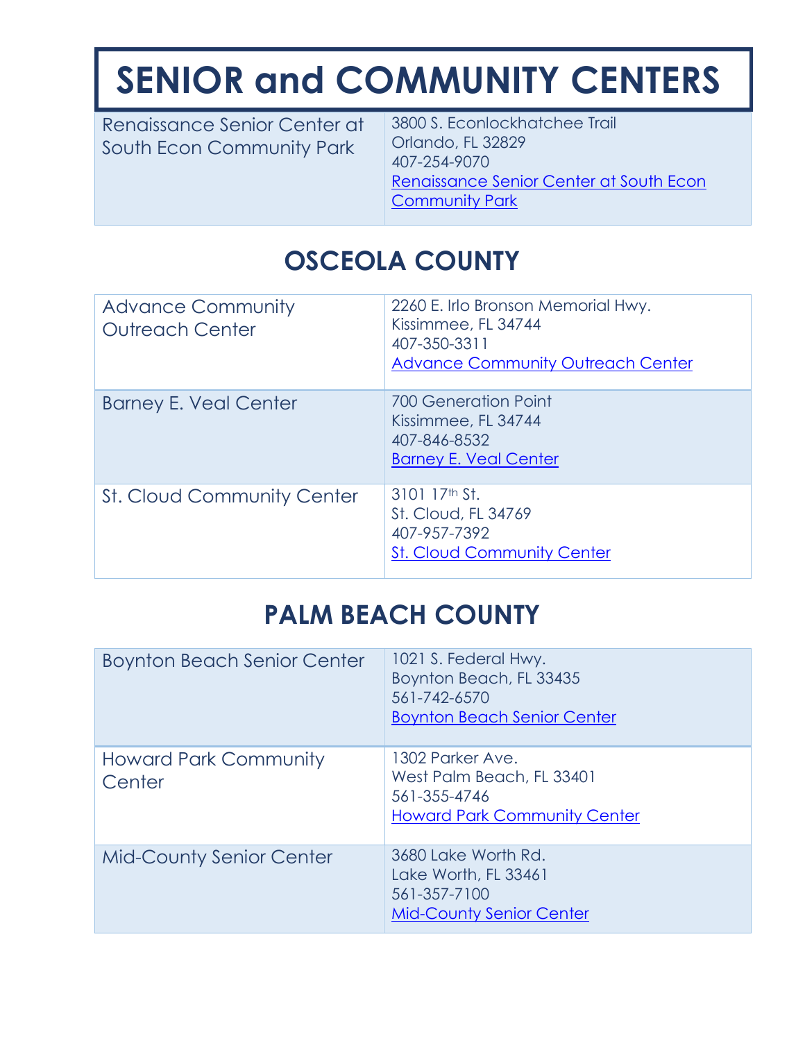# SENIOR and COMMUNITY CENTERS

| | |
|---|---|
| Renaissance Senior Center at South Econ Community Park | 3800 S. Econlockhatchee Trail<br>Orlando, FL 32829<br>407-254-9070<br>Renaissance Senior Center at South Econ Community Park |

## OSCEOLA COUNTY

| | |
|---|---|
| Advance Community Outreach Center | 2260 E. Irlo Bronson Memorial Hwy.<br>Kissimmee, FL 34744<br>407-350-3311<br>Advance Community Outreach Center |
| Barney E. Veal Center | 700 Generation Point<br>Kissimmee, FL 34744<br>407-846-8532<br>Barney E. Veal Center |
| St. Cloud Community Center | 3101 17th St.<br>St. Cloud, FL 34769<br>407-957-7392<br>St. Cloud Community Center |

## PALM BEACH COUNTY

| | |
|---|---|
| Boynton Beach Senior Center | 1021 S. Federal Hwy.<br>Boynton Beach, FL 33435<br>561-742-6570<br>Boynton Beach Senior Center |
| Howard Park Community Center | 1302 Parker Ave.<br>West Palm Beach, FL 33401<br>561-355-4746<br>Howard Park Community Center |
| Mid-County Senior Center | 3680 Lake Worth Rd.<br>Lake Worth, FL 33461<br>561-357-7100<br>Mid-County Senior Center |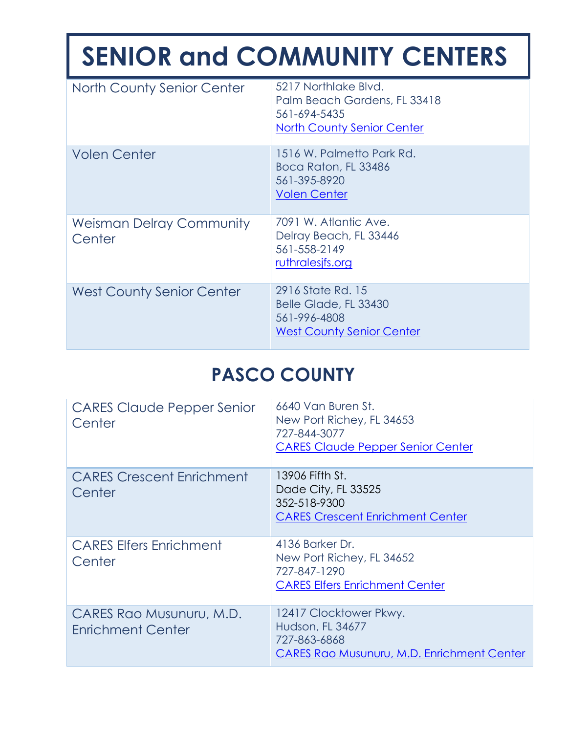# SENIOR and COMMUNITY CENTERS

| | |
|---|---|
| North County Senior Center | 5217 Northlake Blvd.<br>Palm Beach Gardens, FL 33418<br>561-694-5435<br>North County Senior Center |
| Volen Center | 1516 W. Palmetto Park Rd.<br>Boca Raton, FL 33486<br>561-395-8920<br>Volen Center |
| Weisman Delray Community Center | 7091 W. Atlantic Ave.<br>Delray Beach, FL 33446<br>561-558-2149<br>ruthralesjfs.org |
| West County Senior Center | 2916 State Rd. 15<br>Belle Glade, FL 33430<br>561-996-4808<br>West County Senior Center |

## PASCO COUNTY

| | |
|---|---|
| CARES Claude Pepper Senior Center | 6640 Van Buren St.<br>New Port Richey, FL 34653<br>727-844-3077<br>CARES Claude Pepper Senior Center |
| CARES Crescent Enrichment Center | 13906 Fifth St.<br>Dade City, FL 33525<br>352-518-9300<br>CARES Crescent Enrichment Center |
| CARES Elfers Enrichment Center | 4136 Barker Dr.<br>New Port Richey, FL 34652<br>727-847-1290<br>CARES Elfers Enrichment Center |
| CARES Rao Musunuru, M.D. Enrichment Center | 12417 Clocktower Pkwy.<br>Hudson, FL 34677<br>727-863-6868<br>CARES Rao Musunuru, M.D. Enrichment Center |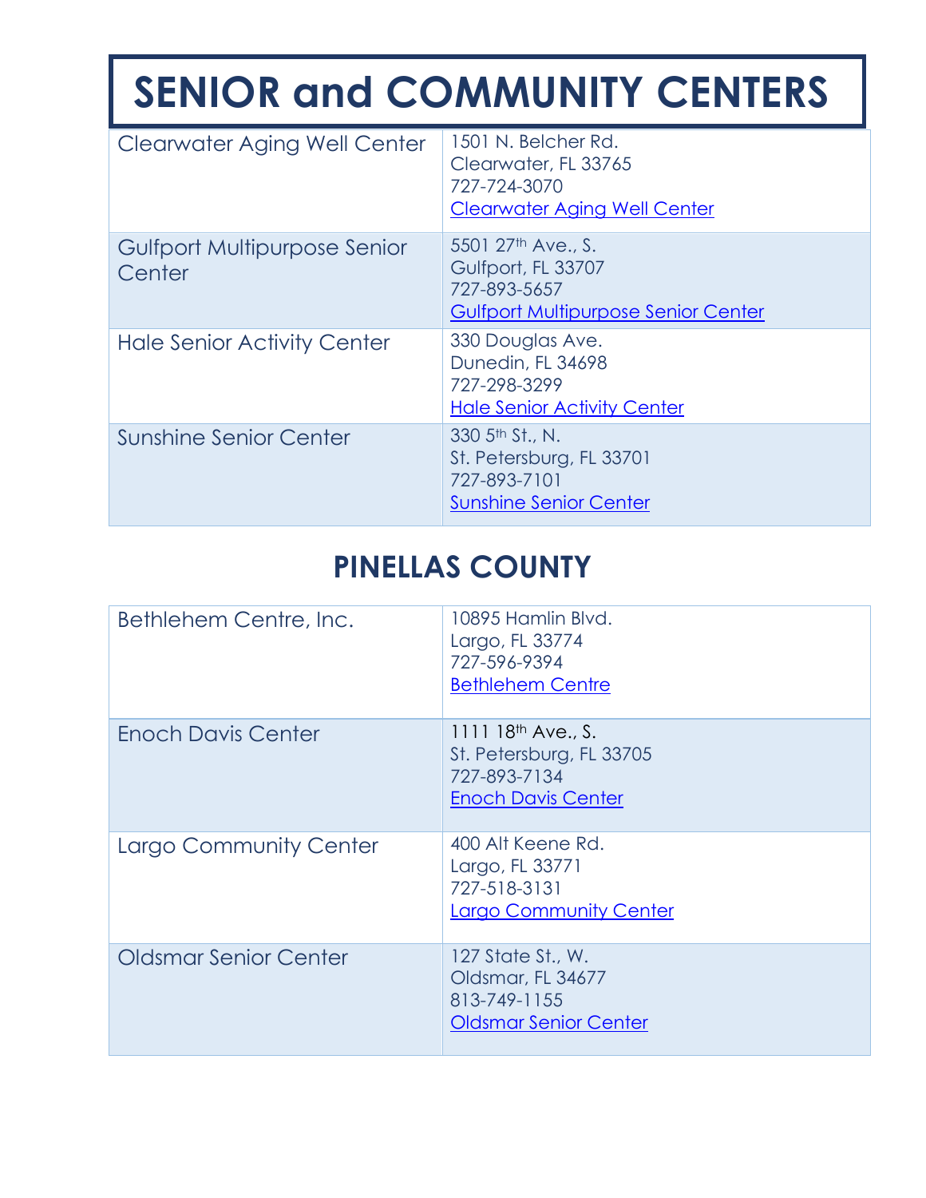# SENIOR and COMMUNITY CENTERS

| | |
|---|---|
| Clearwater Aging Well Center | 1501 N. Belcher Rd.<br>Clearwater, FL 33765<br>727-724-3070<br>Clearwater Aging Well Center |
| Gulfport Multipurpose Senior Center | 5501 27th Ave., S.<br>Gulfport, FL 33707<br>727-893-5657<br>Gulfport Multipurpose Senior Center |
| Hale Senior Activity Center | 330 Douglas Ave.<br>Dunedin, FL 34698<br>727-298-3299<br>Hale Senior Activity Center |
| Sunshine Senior Center | 330 5th St., N.<br>St. Petersburg, FL 33701<br>727-893-7101<br>Sunshine Senior Center |

## PINELLAS COUNTY

| | |
|---|---|
| Bethlehem Centre, Inc. | 10895 Hamlin Blvd.<br>Largo, FL 33774<br>727-596-9394<br>Bethlehem Centre |
| Enoch Davis Center | 1111 18th Ave., S.<br>St. Petersburg, FL 33705<br>727-893-7134<br>Enoch Davis Center |
| Largo Community Center | 400 Alt Keene Rd.<br>Largo, FL 33771<br>727-518-3131<br>Largo Community Center |
| Oldsmar Senior Center | 127 State St., W.<br>Oldsmar, FL 34677<br>813-749-1155<br>Oldsmar Senior Center |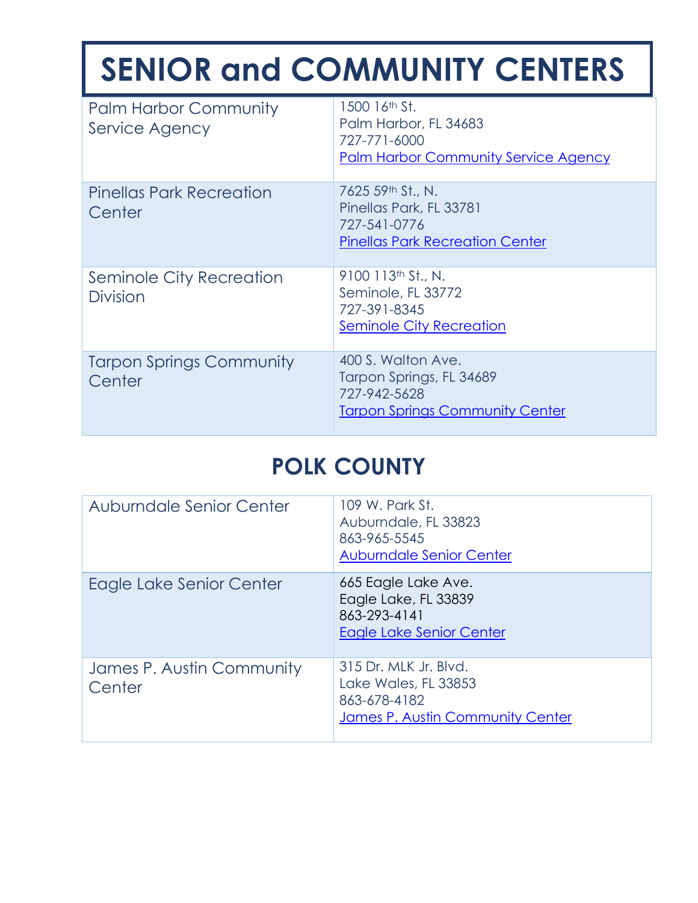# SENIOR and COMMUNITY CENTERS

| | |
|---|---|
| Palm Harbor Community Service Agency | 1500 16th St.<br>Palm Harbor, FL 34683<br>727-771-6000<br>Palm Harbor Community Service Agency |
| Pinellas Park Recreation Center | 7625 59th St., N.<br>Pinellas Park, FL 33781<br>727-541-0776<br>Pinellas Park Recreation Center |
| Seminole City Recreation Division | 9100 113th St., N.<br>Seminole, FL 33772<br>727-391-8345<br>Seminole City Recreation |
| Tarpon Springs Community Center | 400 S. Walton Ave.<br>Tarpon Springs, FL 34689<br>727-942-5628<br>Tarpon Springs Community Center |

## POLK COUNTY

| | |
|---|---|
| Auburndale Senior Center | 109 W. Park St.<br>Auburndale, FL 33823<br>863-965-5545<br>Auburndale Senior Center |
| Eagle Lake Senior Center | 665 Eagle Lake Ave.<br>Eagle Lake, FL 33839<br>863-293-4141<br>Eagle Lake Senior Center |
| James P. Austin Community Center | 315 Dr. MLK Jr. Blvd.<br>Lake Wales, FL 33853<br>863-678-4182<br>James P. Austin Community Center |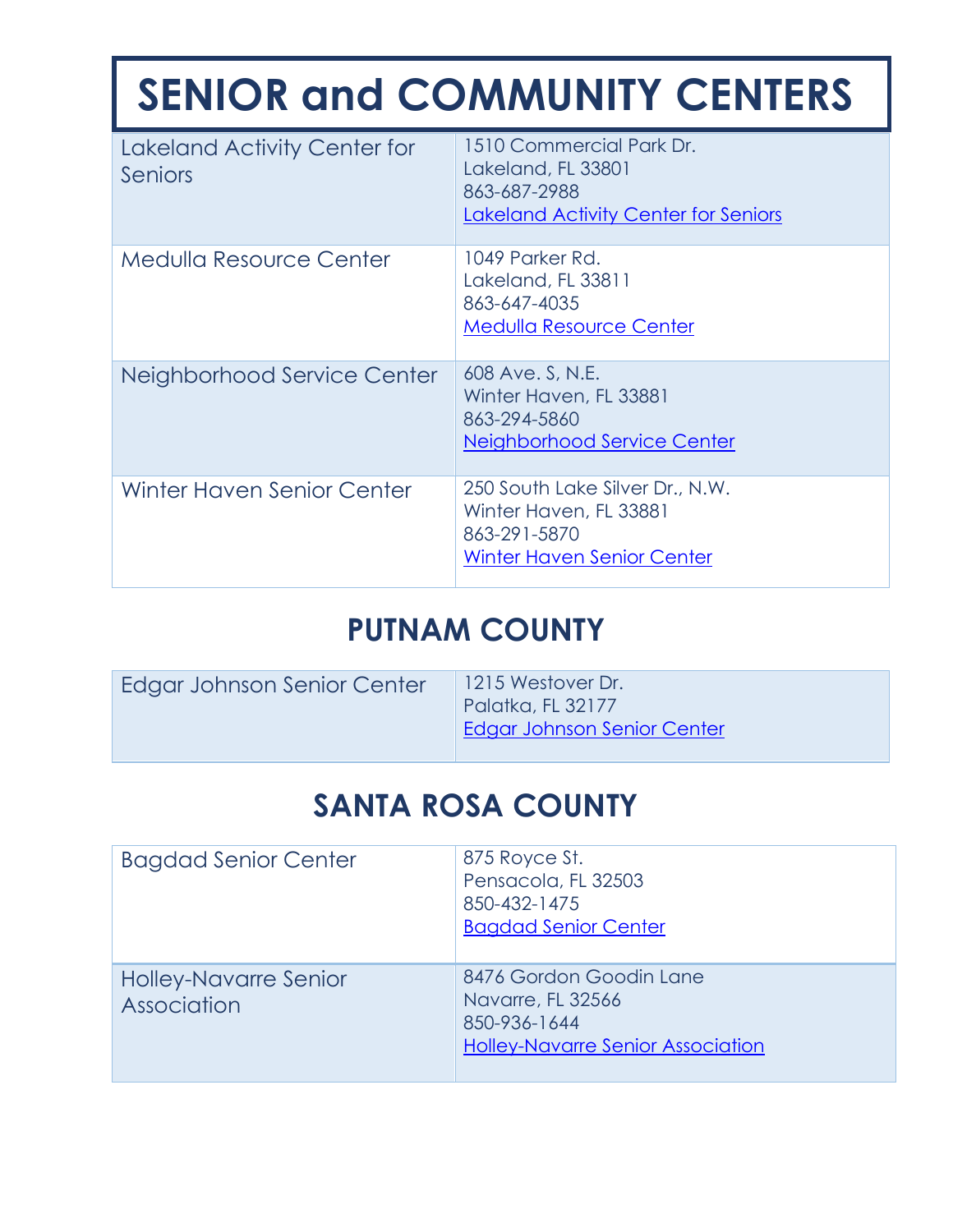# SENIOR and COMMUNITY CENTERS

| | |
|---|---|
| Lakeland Activity Center for Seniors | 1510 Commercial Park Dr.<br>Lakeland, FL 33801<br>863-687-2988<br>Lakeland Activity Center for Seniors |
| Medulla Resource Center | 1049 Parker Rd.<br>Lakeland, FL 33811<br>863-647-4035<br>Medulla Resource Center |
| Neighborhood Service Center | 608 Ave. S, N.E.<br>Winter Haven, FL 33881<br>863-294-5860<br>Neighborhood Service Center |
| Winter Haven Senior Center | 250 South Lake Silver Dr., N.W.<br>Winter Haven, FL 33881<br>863-291-5870<br>Winter Haven Senior Center |

## PUTNAM COUNTY

| | |
|---|---|
| Edgar Johnson Senior Center | 1215 Westover Dr.<br>Palatka, FL 32177<br>Edgar Johnson Senior Center |

## SANTA ROSA COUNTY

| | |
|---|---|
| Bagdad Senior Center | 875 Royce St.<br>Pensacola, FL 32503<br>850-432-1475<br>Bagdad Senior Center |
| Holley-Navarre Senior Association | 8476 Gordon Goodin Lane<br>Navarre, FL 32566<br>850-936-1644<br>Holley-Navarre Senior Association |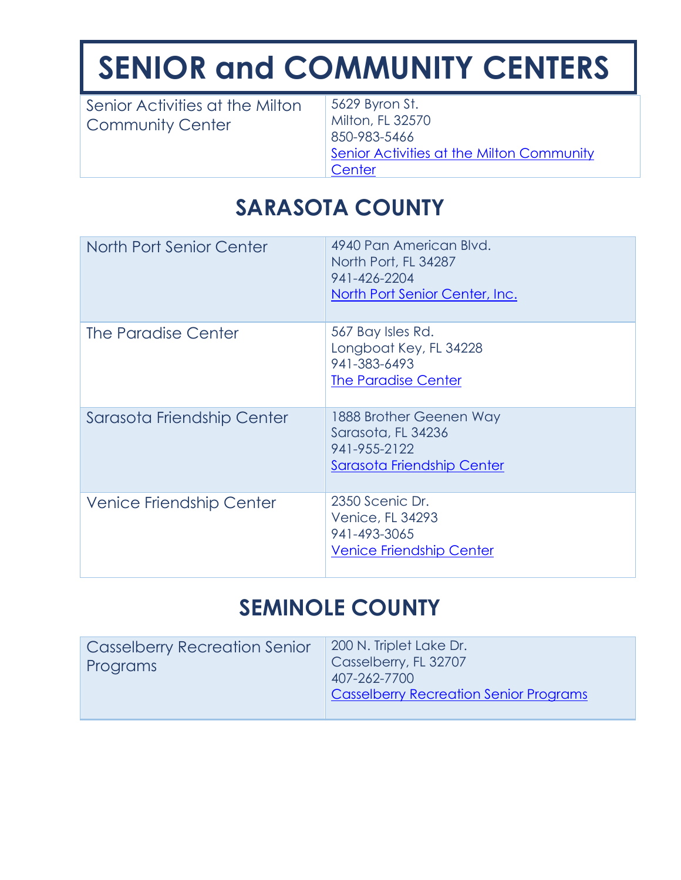# SENIOR and COMMUNITY CENTERS

| | |
|---|---|
| Senior Activities at the Milton Community Center | 5629 Byron St.<br>Milton, FL 32570<br>850-983-5466<br>Senior Activities at the Milton Community Center |

## SARASOTA COUNTY

| | |
|---|---|
| North Port Senior Center | 4940 Pan American Blvd.<br>North Port, FL 34287<br>941-426-2204<br>North Port Senior Center, Inc. |
| The Paradise Center | 567 Bay Isles Rd.<br>Longboat Key, FL 34228<br>941-383-6493<br>The Paradise Center |
| Sarasota Friendship Center | 1888 Brother Geenen Way<br>Sarasota, FL 34236<br>941-955-2122<br>Sarasota Friendship Center |
| Venice Friendship Center | 2350 Scenic Dr.<br>Venice, FL 34293<br>941-493-3065<br>Venice Friendship Center |

## SEMINOLE COUNTY

| | |
|---|---|
| Casselberry Recreation Senior Programs | 200 N. Triplet Lake Dr.<br>Casselberry, FL 32707<br>407-262-7700<br>Casselberry Recreation Senior Programs |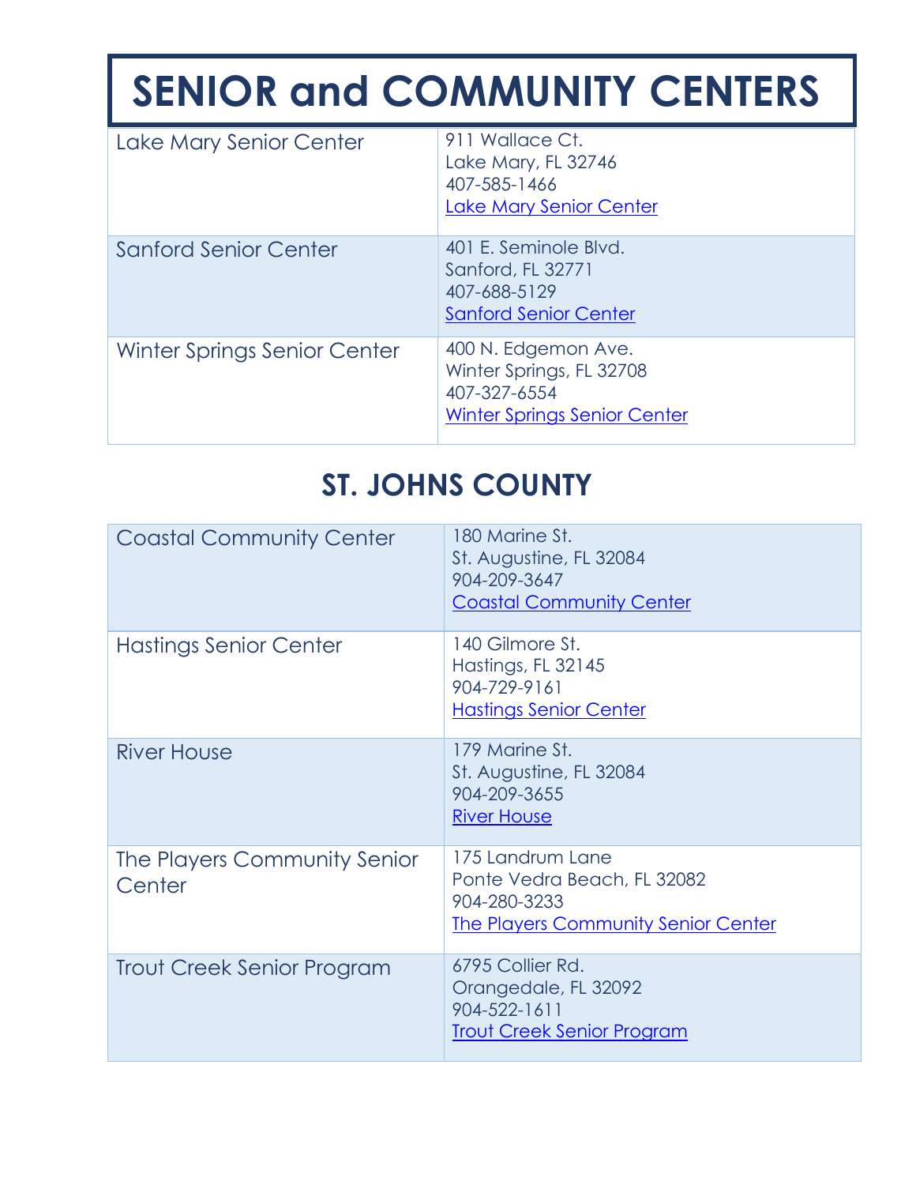# SENIOR and COMMUNITY CENTERS

| | |
|---|---|
| Lake Mary Senior Center | 911 Wallace Ct.<br>Lake Mary, FL 32746<br>407-585-1466<br>Lake Mary Senior Center |
| Sanford Senior Center | 401 E. Seminole Blvd.<br>Sanford, FL 32771<br>407-688-5129<br>Sanford Senior Center |
| Winter Springs Senior Center | 400 N. Edgemon Ave.<br>Winter Springs, FL 32708<br>407-327-6554<br>Winter Springs Senior Center |

## ST. JOHNS COUNTY

| | |
|---|---|
| Coastal Community Center | 180 Marine St.<br>St. Augustine, FL 32084<br>904-209-3647<br>Coastal Community Center |
| Hastings Senior Center | 140 Gilmore St.<br>Hastings, FL 32145<br>904-729-9161<br>Hastings Senior Center |
| River House | 179 Marine St.<br>St. Augustine, FL 32084<br>904-209-3655<br>River House |
| The Players Community Senior Center | 175 Landrum Lane<br>Ponte Vedra Beach, FL 32082<br>904-280-3233<br>The Players Community Senior Center |
| Trout Creek Senior Program | 6795 Collier Rd.<br>Orangedale, FL 32092<br>904-522-1611<br>Trout Creek Senior Program |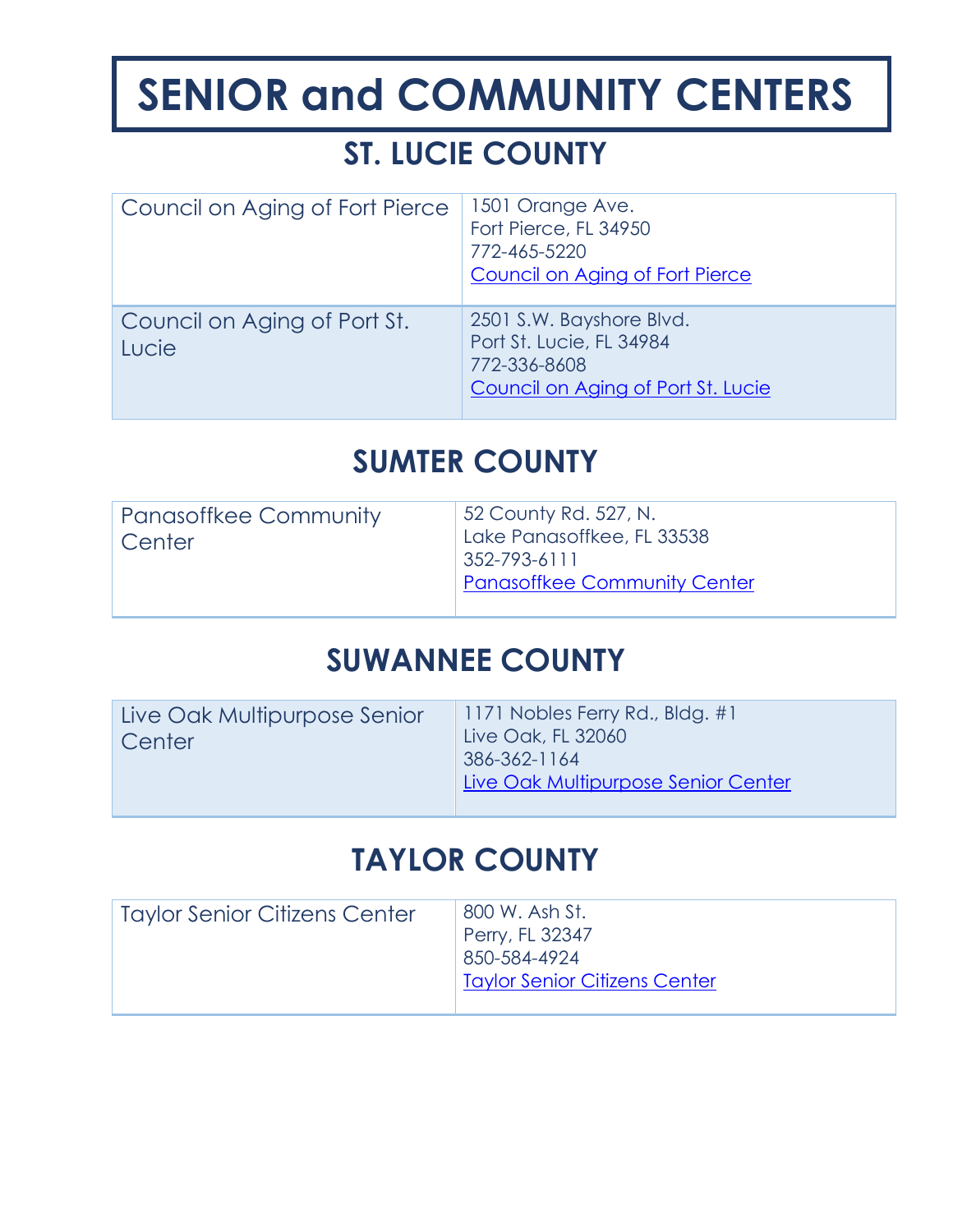# SENIOR and COMMUNITY CENTERS

## ST. LUCIE COUNTY

| | |
|---|---|
| Council on Aging of Fort Pierce | 1501 Orange Ave.<br>Fort Pierce, FL 34950<br>772-465-5220<br>Council on Aging of Fort Pierce |
| Council on Aging of Port St. Lucie | 2501 S.W. Bayshore Blvd.<br>Port St. Lucie, FL 34984<br>772-336-8608<br>Council on Aging of Port St. Lucie |

## SUMTER COUNTY

| | |
|---|---|
| Panasoffkee Community Center | 52 County Rd. 527, N.<br>Lake Panasoffkee, FL 33538<br>352-793-6111<br>Panasoffkee Community Center |

## SUWANNEE COUNTY

| | |
|---|---|
| Live Oak Multipurpose Senior Center | 1171 Nobles Ferry Rd., Bldg. #1<br>Live Oak, FL 32060<br>386-362-1164<br>Live Oak Multipurpose Senior Center |

## TAYLOR COUNTY

| | |
|---|---|
| Taylor Senior Citizens Center | 800 W. Ash St.<br>Perry, FL 32347<br>850-584-4924<br>Taylor Senior Citizens Center |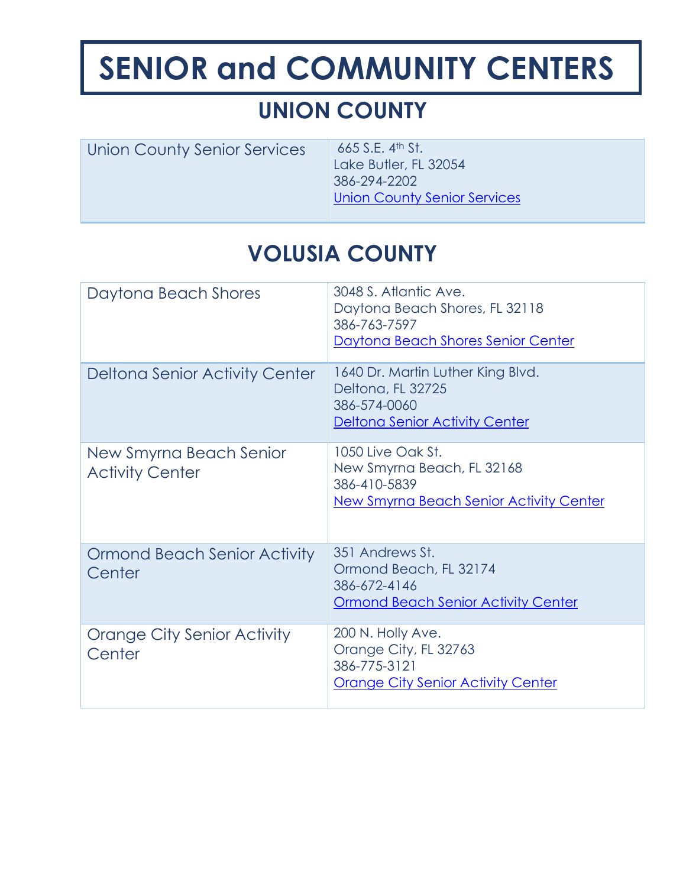# SENIOR and COMMUNITY CENTERS

## UNION COUNTY

| | |
|---|---|
| Union County Senior Services | 665 S.E. 4th St.<br>Lake Butler, FL 32054<br>386-294-2202<br>Union County Senior Services |

## VOLUSIA COUNTY

| | |
|---|---|
| Daytona Beach Shores | 3048 S. Atlantic Ave.<br>Daytona Beach Shores, FL 32118<br>386-763-7597<br>Daytona Beach Shores Senior Center |
| Deltona Senior Activity Center | 1640 Dr. Martin Luther King Blvd.<br>Deltona, FL 32725<br>386-574-0060<br>Deltona Senior Activity Center |
| New Smyrna Beach Senior Activity Center | 1050 Live Oak St.<br>New Smyrna Beach, FL 32168<br>386-410-5839<br>New Smyrna Beach Senior Activity Center |
| Ormond Beach Senior Activity Center | 351 Andrews St.<br>Ormond Beach, FL 32174<br>386-672-4146<br>Ormond Beach Senior Activity Center |
| Orange City Senior Activity Center | 200 N. Holly Ave.<br>Orange City, FL 32763<br>386-775-3121<br>Orange City Senior Activity Center |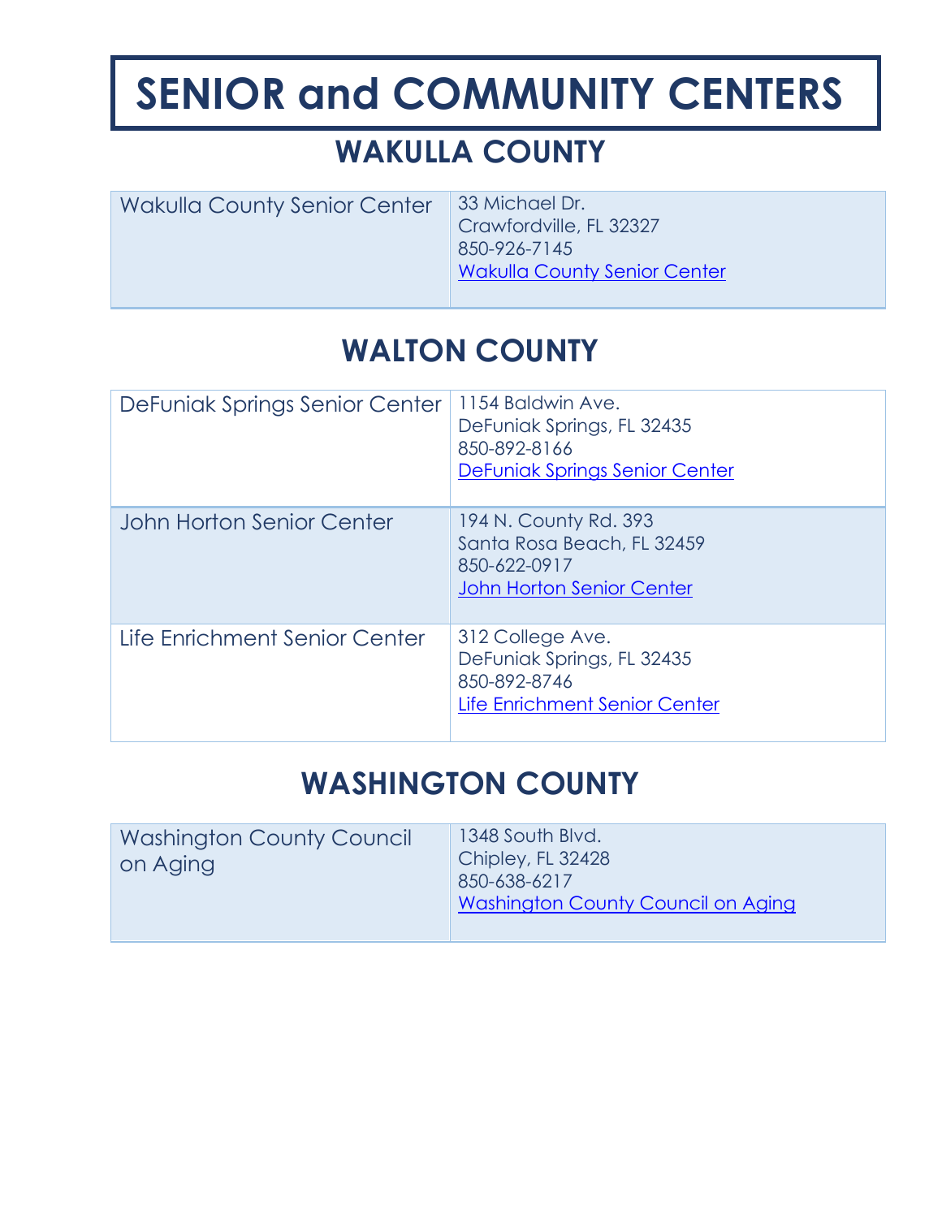# SENIOR and COMMUNITY CENTERS

## WAKULLA COUNTY

| | |
|---|---|
| Wakulla County Senior Center | 33 Michael Dr.<br>Crawfordville, FL 32327<br>850-926-7145<br>Wakulla County Senior Center |

## WALTON COUNTY

| | |
|---|---|
| DeFuniak Springs Senior Center | 1154 Baldwin Ave.<br>DeFuniak Springs, FL 32435<br>850-892-8166<br>DeFuniak Springs Senior Center |
| John Horton Senior Center | 194 N. County Rd. 393<br>Santa Rosa Beach, FL 32459<br>850-622-0917<br>John Horton Senior Center |
| Life Enrichment Senior Center | 312 College Ave.<br>DeFuniak Springs, FL 32435<br>850-892-8746<br>Life Enrichment Senior Center |

## WASHINGTON COUNTY

| | |
|---|---|
| Washington County Council on Aging | 1348 South Blvd.<br>Chipley, FL 32428<br>850-638-6217<br>Washington County Council on Aging |